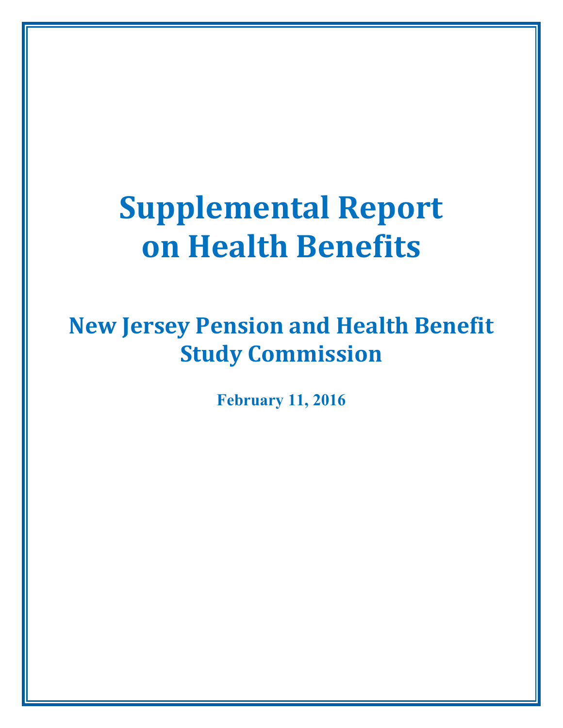# Supplemental Report on Health Benefits

## New Jersey Pension and Health Benefit Study Commission

**February 11, 2016**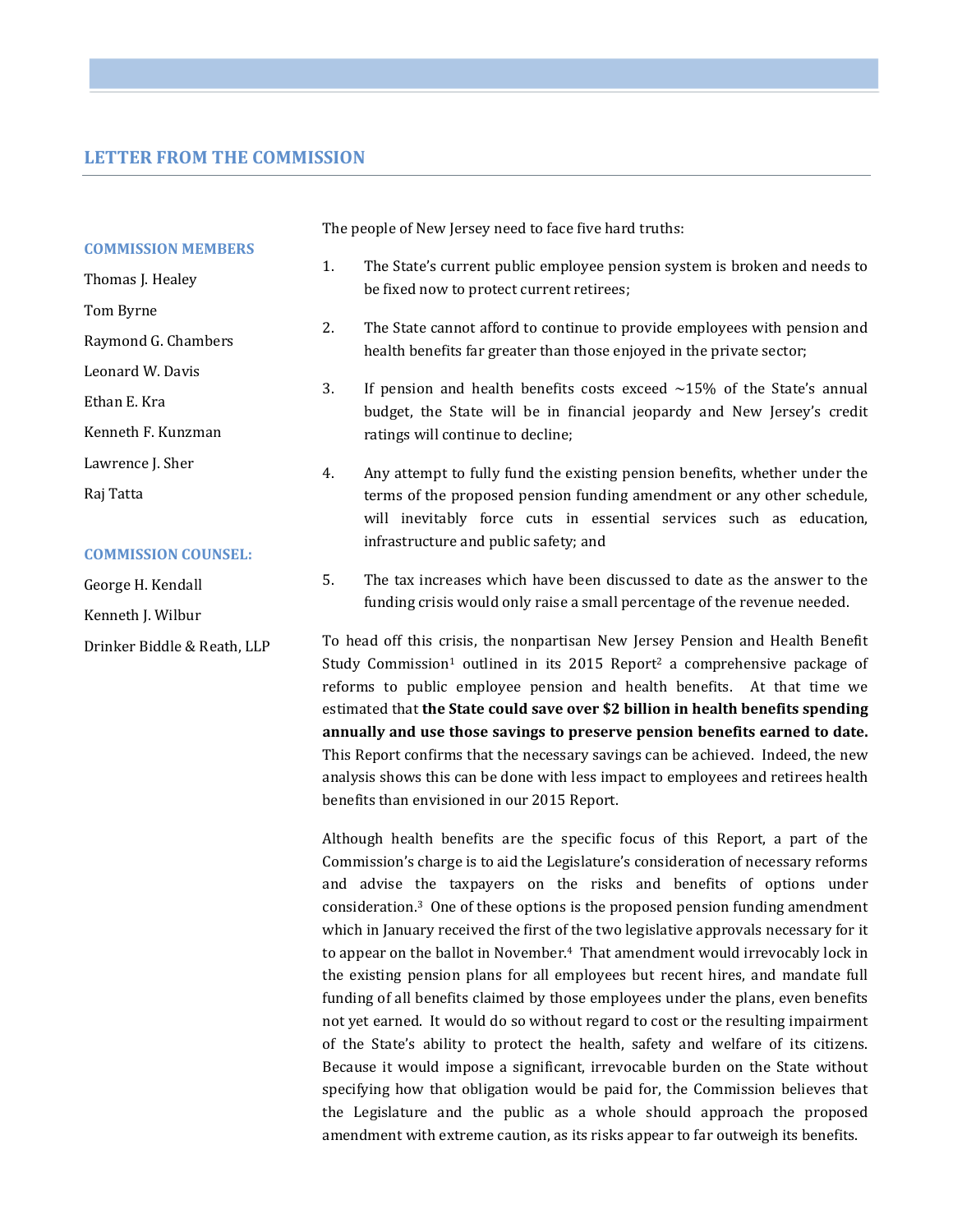## LETTER FROM THE COMMISSION

**COMMISSION MEMBERS**

Thomas J. Healey

Tom Byrne

Raymond G. Chambers

Leonard W. Davis

Ethan E. Kra

Kenneth F. Kunzman

Lawrence J. Sher

Raj Tatta

**COMMISSION COUNSEL:**

George H. Kendall

Kenneth J. Wilbur

Drinker Biddle & Reath, LLP

The people of New Jersey need to face five hard truths:

1. The State's current public employee pension system is broken and needs to be fixed now to protect current retirees;
2. The State cannot afford to continue to provide employees with pension and health benefits far greater than those enjoyed in the private sector;
3. If pension and health benefits costs exceed ~15% of the State's annual budget, the State will be in financial jeopardy and New Jersey's credit ratings will continue to decline;
4. Any attempt to fully fund the existing pension benefits, whether under the terms of the proposed pension funding amendment or any other schedule, will inevitably force cuts in essential services such as education, infrastructure and public safety; and
5. The tax increases which have been discussed to date as the answer to the funding crisis would only raise a small percentage of the revenue needed.

To head off this crisis, the nonpartisan New Jersey Pension and Health Benefit Study Commission[1] outlined in its 2015 Report[2] a comprehensive package of reforms to public employee pension and health benefits. At that time we estimated that **the State could save over $2 billion in health benefits spending annually and use those savings to preserve pension benefits earned to date.** This Report confirms that the necessary savings can be achieved. Indeed, the new analysis shows this can be done with less impact to employees and retirees health benefits than envisioned in our 2015 Report.

Although health benefits are the specific focus of this Report, a part of the Commission's charge is to aid the Legislature's consideration of necessary reforms and advise the taxpayers on the risks and benefits of options under consideration.[3] One of these options is the proposed pension funding amendment which in January received the first of the two legislative approvals necessary for it to appear on the ballot in November.[4] That amendment would irrevocably lock in the existing pension plans for all employees but recent hires, and mandate full funding of all benefits claimed by those employees under the plans, even benefits not yet earned. It would do so without regard to cost or the resulting impairment of the State's ability to protect the health, safety and welfare of its citizens. Because it would impose a significant, irrevocable burden on the State without specifying how that obligation would be paid for, the Commission believes that the Legislature and the public as a whole should approach the proposed amendment with extreme caution, as its risks appear to far outweigh its benefits.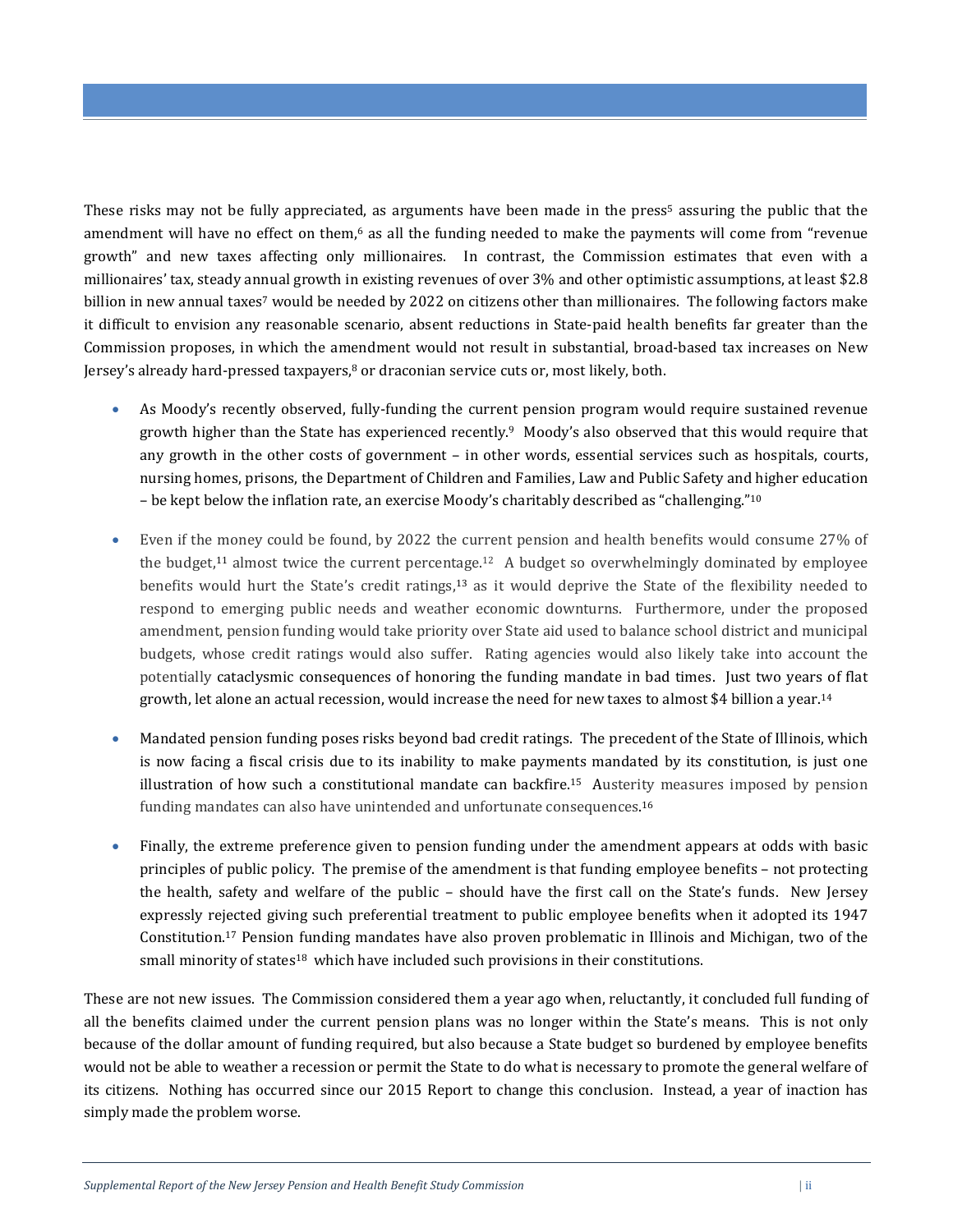These risks may not be fully appreciated, as arguments have been made in the press[5] assuring the public that the amendment will have no effect on them,[6] as all the funding needed to make the payments will come from "revenue growth" and new taxes affecting only millionaires. In contrast, the Commission estimates that even with a millionaires' tax, steady annual growth in existing revenues of over 3% and other optimistic assumptions, at least $2.8 billion in new annual taxes[7] would be needed by 2022 on citizens other than millionaires. The following factors make it difficult to envision any reasonable scenario, absent reductions in State-paid health benefits far greater than the Commission proposes, in which the amendment would not result in substantial, broad-based tax increases on New Jersey's already hard-pressed taxpayers,[8] or draconian service cuts or, most likely, both.

- As Moody's recently observed, fully-funding the current pension program would require sustained revenue growth higher than the State has experienced recently.[9] Moody's also observed that this would require that any growth in the other costs of government – in other words, essential services such as hospitals, courts, nursing homes, prisons, the Department of Children and Families, Law and Public Safety and higher education – be kept below the inflation rate, an exercise Moody's charitably described as "challenging."[10]

- Even if the money could be found, by 2022 the current pension and health benefits would consume 27% of the budget,[11] almost twice the current percentage.[12] A budget so overwhelmingly dominated by employee benefits would hurt the State's credit ratings,[13] as it would deprive the State of the flexibility needed to respond to emerging public needs and weather economic downturns. Furthermore, under the proposed amendment, pension funding would take priority over State aid used to balance school district and municipal budgets, whose credit ratings would also suffer. Rating agencies would also likely take into account the potentially cataclysmic consequences of honoring the funding mandate in bad times. Just two years of flat growth, let alone an actual recession, would increase the need for new taxes to almost $4 billion a year.[14]

- Mandated pension funding poses risks beyond bad credit ratings. The precedent of the State of Illinois, which is now facing a fiscal crisis due to its inability to make payments mandated by its constitution, is just one illustration of how such a constitutional mandate can backfire.[15] Austerity measures imposed by pension funding mandates can also have unintended and unfortunate consequences.[16]

- Finally, the extreme preference given to pension funding under the amendment appears at odds with basic principles of public policy. The premise of the amendment is that funding employee benefits – not protecting the health, safety and welfare of the public – should have the first call on the State's funds. New Jersey expressly rejected giving such preferential treatment to public employee benefits when it adopted its 1947 Constitution.[17] Pension funding mandates have also proven problematic in Illinois and Michigan, two of the small minority of states[18] which have included such provisions in their constitutions.

These are not new issues. The Commission considered them a year ago when, reluctantly, it concluded full funding of all the benefits claimed under the current pension plans was no longer within the State's means. This is not only because of the dollar amount of funding required, but also because a State budget so burdened by employee benefits would not be able to weather a recession or permit the State to do what is necessary to promote the general welfare of its citizens. Nothing has occurred since our 2015 Report to change this conclusion. Instead, a year of inaction has simply made the problem worse.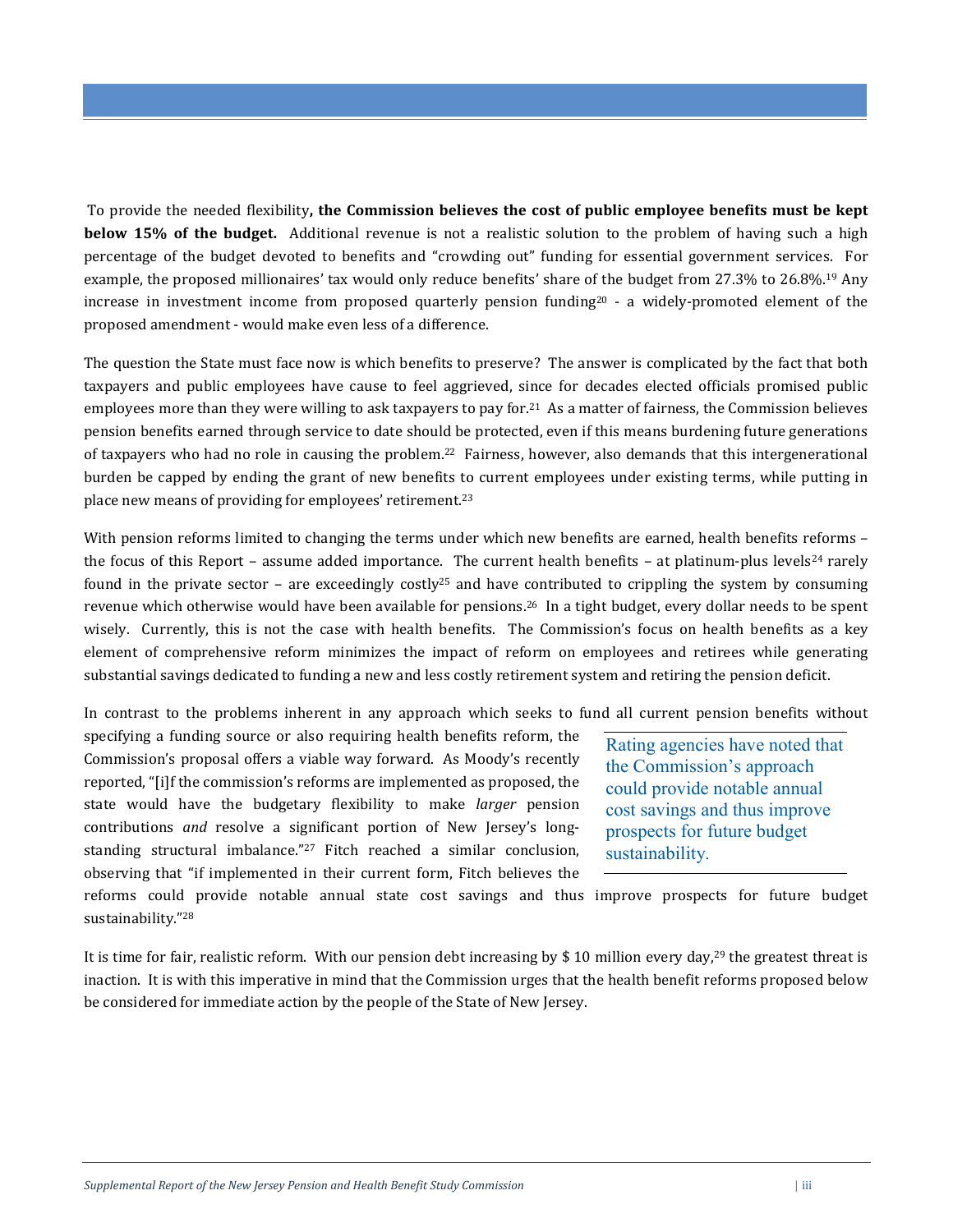To provide the needed flexibility**, the Commission believes the cost of public employee benefits must be kept below 15% of the budget.** Additional revenue is not a realistic solution to the problem of having such a high percentage of the budget devoted to benefits and "crowding out" funding for essential government services. For example, the proposed millionaires' tax would only reduce benefits' share of the budget from 27.3% to 26.8%.[19] Any increase in investment income from proposed quarterly pension funding[20] - a widely-promoted element of the proposed amendment - would make even less of a difference.

The question the State must face now is which benefits to preserve? The answer is complicated by the fact that both taxpayers and public employees have cause to feel aggrieved, since for decades elected officials promised public employees more than they were willing to ask taxpayers to pay for.[21] As a matter of fairness, the Commission believes pension benefits earned through service to date should be protected, even if this means burdening future generations of taxpayers who had no role in causing the problem.[22] Fairness, however, also demands that this intergenerational burden be capped by ending the grant of new benefits to current employees under existing terms, while putting in place new means of providing for employees' retirement.[23]

With pension reforms limited to changing the terms under which new benefits are earned, health benefits reforms – the focus of this Report – assume added importance. The current health benefits – at platinum-plus levels[24] rarely found in the private sector – are exceedingly costly[25] and have contributed to crippling the system by consuming revenue which otherwise would have been available for pensions.[26] In a tight budget, every dollar needs to be spent wisely. Currently, this is not the case with health benefits. The Commission's focus on health benefits as a key element of comprehensive reform minimizes the impact of reform on employees and retirees while generating substantial savings dedicated to funding a new and less costly retirement system and retiring the pension deficit.

In contrast to the problems inherent in any approach which seeks to fund all current pension benefits without specifying a funding source or also requiring health benefits reform, the Commission's proposal offers a viable way forward. As Moody's recently reported, "[i]f the commission's reforms are implemented as proposed, the state would have the budgetary flexibility to make *larger* pension contributions *and* resolve a significant portion of New Jersey's long-standing structural imbalance."[27] Fitch reached a similar conclusion, observing that "if implemented in their current form, Fitch believes the reforms could provide notable annual state cost savings and thus improve prospects for future budget sustainability."[28]

> Rating agencies have noted that the Commission's approach could provide notable annual cost savings and thus improve prospects for future budget sustainability.

It is time for fair, realistic reform. With our pension debt increasing by $ 10 million every day,[29] the greatest threat is inaction. It is with this imperative in mind that the Commission urges that the health benefit reforms proposed below be considered for immediate action by the people of the State of New Jersey.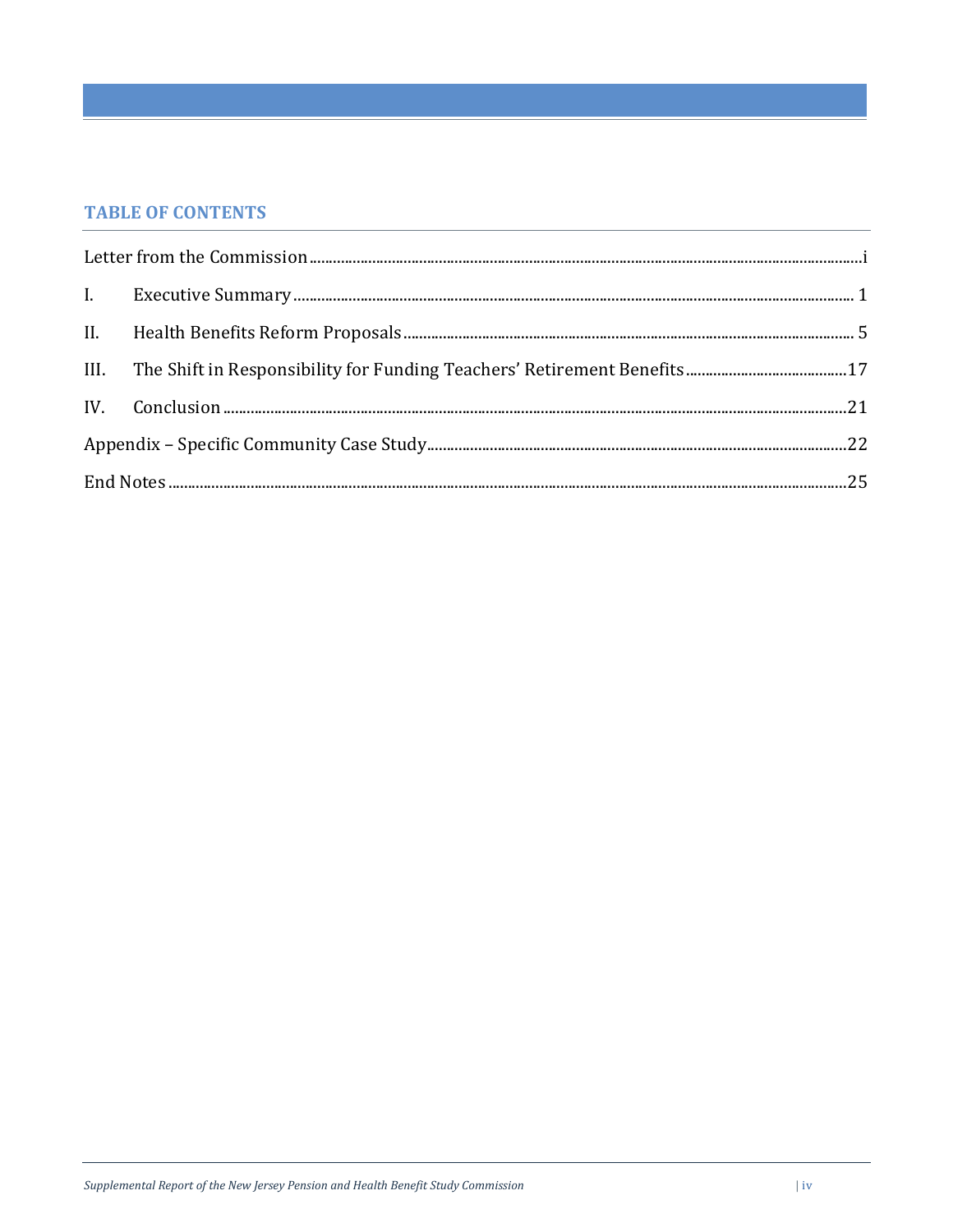## TABLE OF CONTENTS

Letter from the Commission .......... i

I. Executive Summary .......... 1

II. Health Benefits Reform Proposals .......... 5

III. The Shift in Responsibility for Funding Teachers' Retirement Benefits .......... 17

IV. Conclusion .......... 21

Appendix – Specific Community Case Study .......... 22

End Notes .......... 25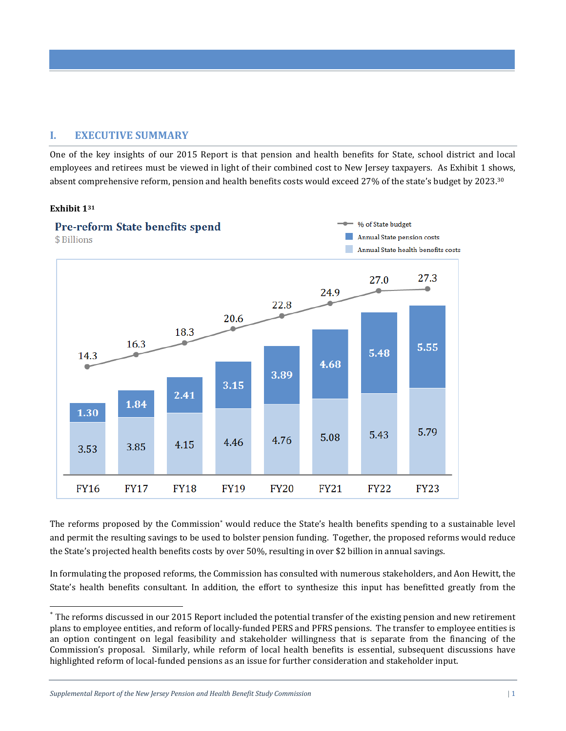## I. EXECUTIVE SUMMARY

One of the key insights of our 2015 Report is that pension and health benefits for State, school district and local employees and retirees must be viewed in light of their combined cost to New Jersey taxpayers. As Exhibit 1 shows, absent comprehensive reform, pension and health benefits costs would exceed 27% of the state's budget by 2023.[30]

**Exhibit 1**[31]

**Pre-reform State benefits spend**
$ Billions

| | FY16 | FY17 | FY18 | FY19 | FY20 | FY21 | FY22 | FY23 |
|---|---|---|---|---|---|---|---|---|
| % of State budget | 14.3 | 16.3 | 18.3 | 20.6 | 22.8 | 24.9 | 27.0 | 27.3 |
| Annual State pension costs | 1.30 | 1.84 | 2.41 | 3.15 | 3.89 | 4.68 | 5.48 | 5.55 |
| Annual State health benefits costs | 3.53 | 3.85 | 4.15 | 4.46 | 4.76 | 5.08 | 5.43 | 5.79 |

The reforms proposed by the Commission* would reduce the State's health benefits spending to a sustainable level and permit the resulting savings to be used to bolster pension funding. Together, the proposed reforms would reduce the State's projected health benefits costs by over 50%, resulting in over $2 billion in annual savings.

In formulating the proposed reforms, the Commission has consulted with numerous stakeholders, and Aon Hewitt, the State's health benefits consultant. In addition, the effort to synthesize this input has benefitted greatly from the

---

* The reforms discussed in our 2015 Report included the potential transfer of the existing pension and new retirement plans to employee entities, and reform of locally-funded PERS and PFRS pensions. The transfer to employee entities is an option contingent on legal feasibility and stakeholder willingness that is separate from the financing of the Commission's proposal. Similarly, while reform of local health benefits is essential, subsequent discussions have highlighted reform of local-funded pensions as an issue for further consideration and stakeholder input.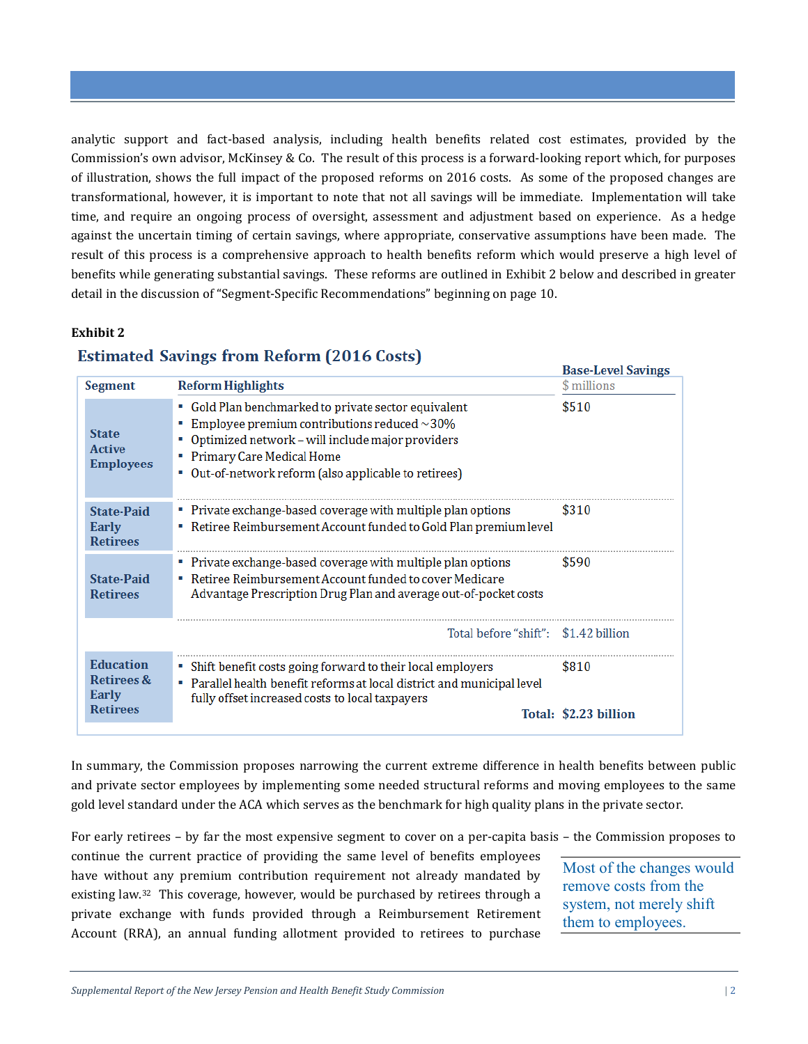analytic support and fact-based analysis, including health benefits related cost estimates, provided by the Commission's own advisor, McKinsey & Co. The result of this process is a forward-looking report which, for purposes of illustration, shows the full impact of the proposed reforms on 2016 costs. As some of the proposed changes are transformational, however, it is important to note that not all savings will be immediate. Implementation will take time, and require an ongoing process of oversight, assessment and adjustment based on experience. As a hedge against the uncertain timing of certain savings, where appropriate, conservative assumptions have been made. The result of this process is a comprehensive approach to health benefits reform which would preserve a high level of benefits while generating substantial savings. These reforms are outlined in Exhibit 2 below and described in greater detail in the discussion of "Segment-Specific Recommendations" beginning on page 10.

**Exhibit 2**

## Estimated Savings from Reform (2016 Costs)

| Segment | Reform Highlights | Base-Level Savings $ millions |
|---|---|---|
| **State Active Employees** | ▪ Gold Plan benchmarked to private sector equivalent<br>▪ Employee premium contributions reduced ~30%<br>▪ Optimized network – will include major providers<br>▪ Primary Care Medical Home<br>▪ Out-of-network reform (also applicable to retirees) | $510 |
| **State-Paid Early Retirees** | ▪ Private exchange-based coverage with multiple plan options<br>▪ Retiree Reimbursement Account funded to Gold Plan premium level | $310 |
| **State-Paid Retirees** | ▪ Private exchange-based coverage with multiple plan options<br>▪ Retiree Reimbursement Account funded to cover Medicare Advantage Prescription Drug Plan and average out-of-pocket costs | $590 |
| | Total before "shift": | $1.42 billion |
| **Education Retirees & Early Retirees** | ▪ Shift benefit costs going forward to their local employers<br>▪ Parallel health benefit reforms at local district and municipal level fully offset increased costs to local taxpayers | $810 |
| | **Total:** | **$2.23 billion** |

In summary, the Commission proposes narrowing the current extreme difference in health benefits between public and private sector employees by implementing some needed structural reforms and moving employees to the same gold level standard under the ACA which serves as the benchmark for high quality plans in the private sector.

> Most of the changes would remove costs from the system, not merely shift them to employees.

For early retirees – by far the most expensive segment to cover on a per-capita basis – the Commission proposes to continue the current practice of providing the same level of benefits employees have without any premium contribution requirement not already mandated by existing law.[32] This coverage, however, would be purchased by retirees through a private exchange with funds provided through a Reimbursement Retirement Account (RRA), an annual funding allotment provided to retirees to purchase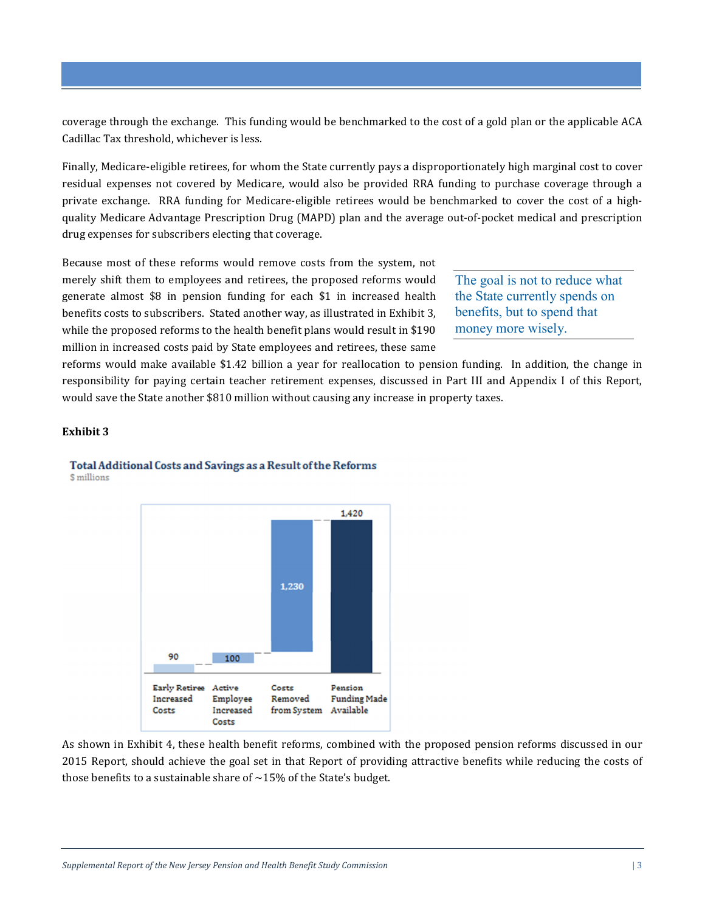coverage through the exchange. This funding would be benchmarked to the cost of a gold plan or the applicable ACA Cadillac Tax threshold, whichever is less.

Finally, Medicare-eligible retirees, for whom the State currently pays a disproportionately high marginal cost to cover residual expenses not covered by Medicare, would also be provided RRA funding to purchase coverage through a private exchange. RRA funding for Medicare-eligible retirees would be benchmarked to cover the cost of a high-quality Medicare Advantage Prescription Drug (MAPD) plan and the average out-of-pocket medical and prescription drug expenses for subscribers electing that coverage.

Because most of these reforms would remove costs from the system, not merely shift them to employees and retirees, the proposed reforms would generate almost $8 in pension funding for each $1 in increased health benefits costs to subscribers. Stated another way, as illustrated in Exhibit 3, while the proposed reforms to the health benefit plans would result in $190 million in increased costs paid by State employees and retirees, these same reforms would make available $1.42 billion a year for reallocation to pension funding. In addition, the change in responsibility for paying certain teacher retirement expenses, discussed in Part III and Appendix I of this Report, would save the State another $810 million without causing any increase in property taxes.

> The goal is not to reduce what the State currently spends on benefits, but to spend that money more wisely.

**Exhibit 3**

**Total Additional Costs and Savings as a Result of the Reforms**
$ millions

| Early Retiree Increased Costs | Active Employee Increased Costs | Costs Removed from System | Pension Funding Made Available |
|---|---|---|---|
| 90 | 100 | 1,230 | 1,420 |

As shown in Exhibit 4, these health benefit reforms, combined with the proposed pension reforms discussed in our 2015 Report, should achieve the goal set in that Report of providing attractive benefits while reducing the costs of those benefits to a sustainable share of ~15% of the State's budget.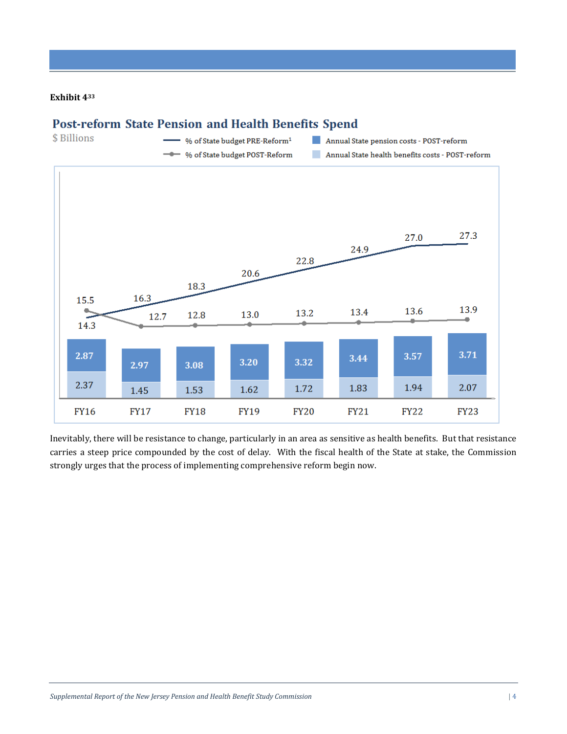**Exhibit 4**[33]

## Post-reform State Pension and Health Benefits Spend

$ Billions

| | FY16 | FY17 | FY18 | FY19 | FY20 | FY21 | FY22 | FY23 |
|---|---|---|---|---|---|---|---|---|
| % of State budget PRE-Reform[1] | 14.3 | 16.3 | 18.3 | 20.6 | 22.8 | 24.9 | 27.0 | 27.3 |
| % of State budget POST-Reform | 15.5 | 12.7 | 12.8 | 13.0 | 13.2 | 13.4 | 13.6 | 13.9 |
| Annual State pension costs - POST-reform | 2.87 | 2.97 | 3.08 | 3.20 | 3.32 | 3.44 | 3.57 | 3.71 |
| Annual State health benefits costs - POST-reform | 2.37 | 1.45 | 1.53 | 1.62 | 1.72 | 1.83 | 1.94 | 2.07 |

Inevitably, there will be resistance to change, particularly in an area as sensitive as health benefits. But that resistance carries a steep price compounded by the cost of delay. With the fiscal health of the State at stake, the Commission strongly urges that the process of implementing comprehensive reform begin now.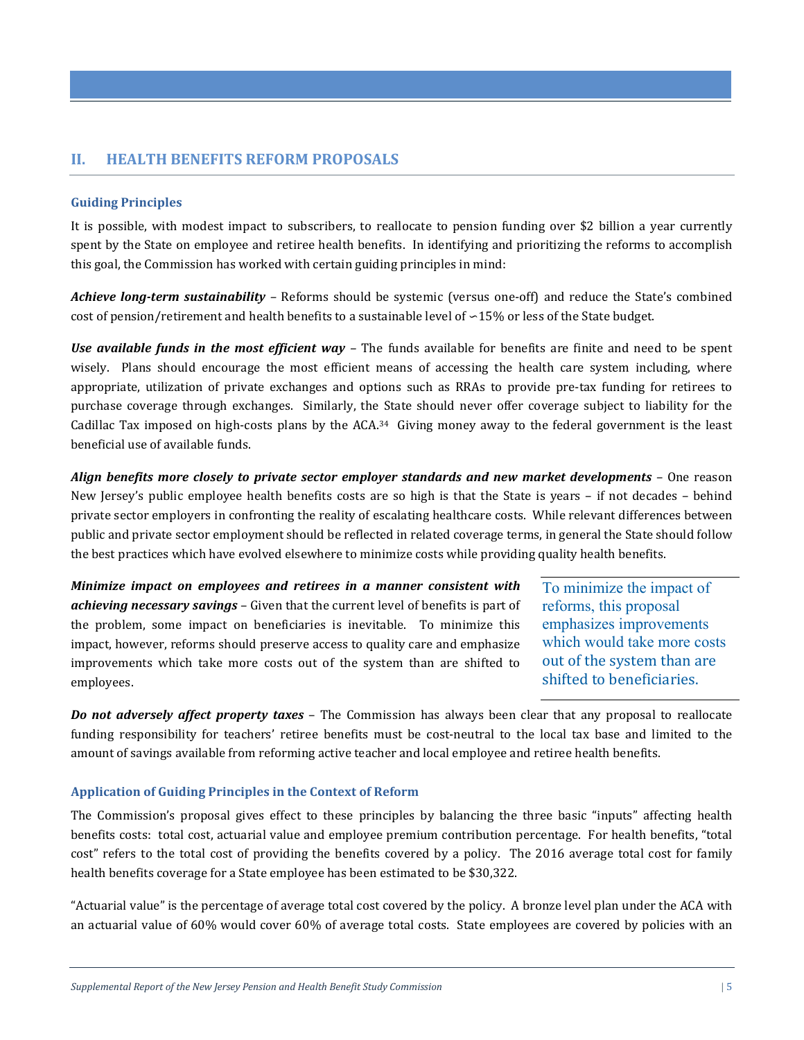## II. HEALTH BENEFITS REFORM PROPOSALS

### Guiding Principles

It is possible, with modest impact to subscribers, to reallocate to pension funding over $2 billion a year currently spent by the State on employee and retiree health benefits. In identifying and prioritizing the reforms to accomplish this goal, the Commission has worked with certain guiding principles in mind:

***Achieve long-term sustainability*** – Reforms should be systemic (versus one-off) and reduce the State's combined cost of pension/retirement and health benefits to a sustainable level of ~15% or less of the State budget.

***Use available funds in the most efficient way*** – The funds available for benefits are finite and need to be spent wisely. Plans should encourage the most efficient means of accessing the health care system including, where appropriate, utilization of private exchanges and options such as RRAs to provide pre-tax funding for retirees to purchase coverage through exchanges. Similarly, the State should never offer coverage subject to liability for the Cadillac Tax imposed on high-costs plans by the ACA.[34] Giving money away to the federal government is the least beneficial use of available funds.

***Align benefits more closely to private sector employer standards and new market developments*** – One reason New Jersey's public employee health benefits costs are so high is that the State is years – if not decades – behind private sector employers in confronting the reality of escalating healthcare costs. While relevant differences between public and private sector employment should be reflected in related coverage terms, in general the State should follow the best practices which have evolved elsewhere to minimize costs while providing quality health benefits.

***Minimize impact on employees and retirees in a manner consistent with achieving necessary savings*** – Given that the current level of benefits is part of the problem, some impact on beneficiaries is inevitable. To minimize this impact, however, reforms should preserve access to quality care and emphasize improvements which take more costs out of the system than are shifted to employees.

> To minimize the impact of reforms, this proposal emphasizes improvements which would take more costs out of the system than are shifted to beneficiaries.

***Do not adversely affect property taxes*** – The Commission has always been clear that any proposal to reallocate funding responsibility for teachers' retiree benefits must be cost-neutral to the local tax base and limited to the amount of savings available from reforming active teacher and local employee and retiree health benefits.

### Application of Guiding Principles in the Context of Reform

The Commission's proposal gives effect to these principles by balancing the three basic "inputs" affecting health benefits costs: total cost, actuarial value and employee premium contribution percentage. For health benefits, "total cost" refers to the total cost of providing the benefits covered by a policy. The 2016 average total cost for family health benefits coverage for a State employee has been estimated to be $30,322.

"Actuarial value" is the percentage of average total cost covered by the policy. A bronze level plan under the ACA with an actuarial value of 60% would cover 60% of average total costs. State employees are covered by policies with an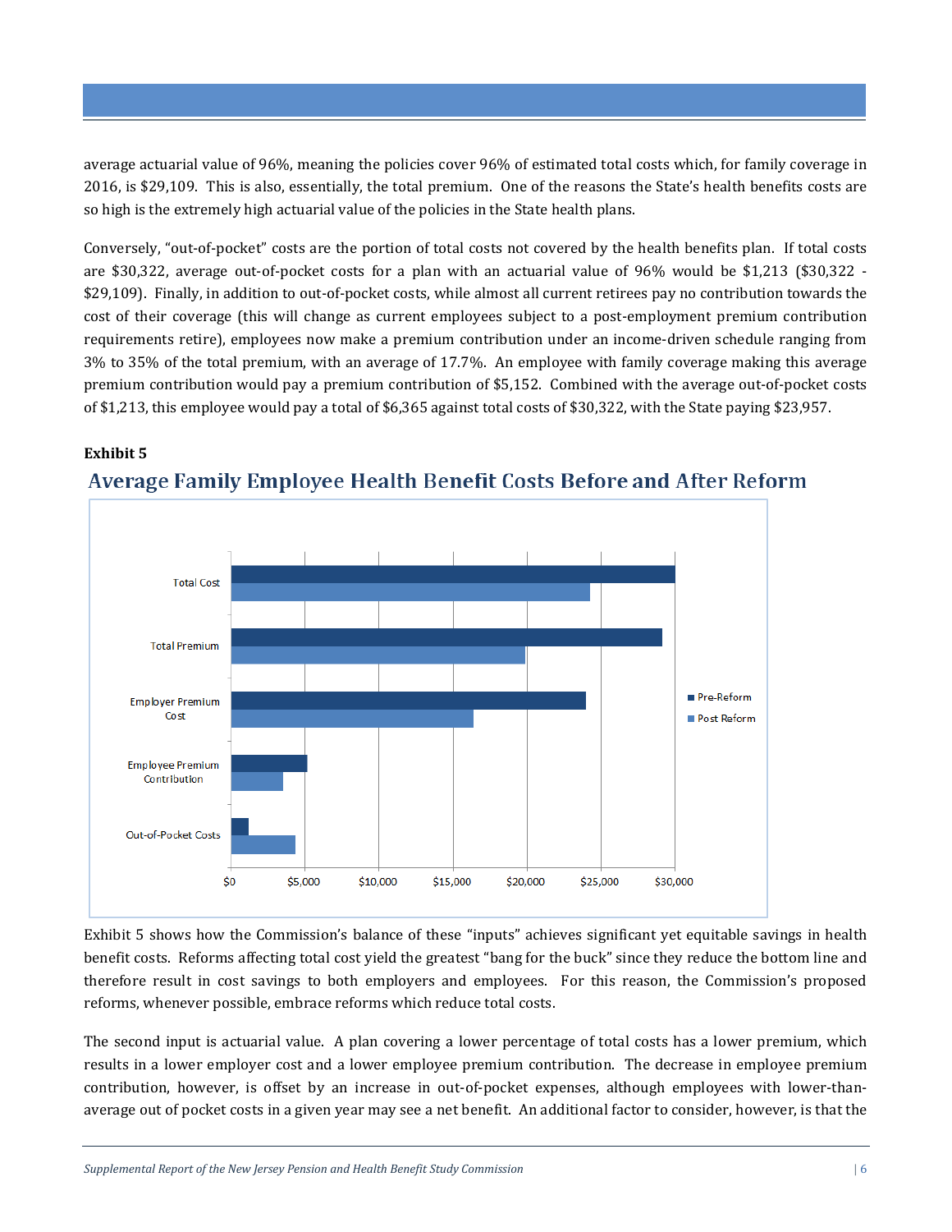average actuarial value of 96%, meaning the policies cover 96% of estimated total costs which, for family coverage in 2016, is $29,109. This is also, essentially, the total premium. One of the reasons the State's health benefits costs are so high is the extremely high actuarial value of the policies in the State health plans.

Conversely, "out-of-pocket" costs are the portion of total costs not covered by the health benefits plan. If total costs are $30,322, average out-of-pocket costs for a plan with an actuarial value of 96% would be $1,213 ($30,322 - $29,109). Finally, in addition to out-of-pocket costs, while almost all current retirees pay no contribution towards the cost of their coverage (this will change as current employees subject to a post-employment premium contribution requirements retire), employees now make a premium contribution under an income-driven schedule ranging from 3% to 35% of the total premium, with an average of 17.7%. An employee with family coverage making this average premium contribution would pay a premium contribution of $5,152. Combined with the average out-of-pocket costs of $1,213, this employee would pay a total of $6,365 against total costs of $30,322, with the State paying $23,957.

**Exhibit 5**

## Average Family Employee Health Benefit Costs Before and After Reform

Exhibit 5 shows how the Commission's balance of these "inputs" achieves significant yet equitable savings in health benefit costs. Reforms affecting total cost yield the greatest "bang for the buck" since they reduce the bottom line and therefore result in cost savings to both employers and employees. For this reason, the Commission's proposed reforms, whenever possible, embrace reforms which reduce total costs.

The second input is actuarial value. A plan covering a lower percentage of total costs has a lower premium, which results in a lower employer cost and a lower employee premium contribution. The decrease in employee premium contribution, however, is offset by an increase in out-of-pocket expenses, although employees with lower-than-average out of pocket costs in a given year may see a net benefit. An additional factor to consider, however, is that the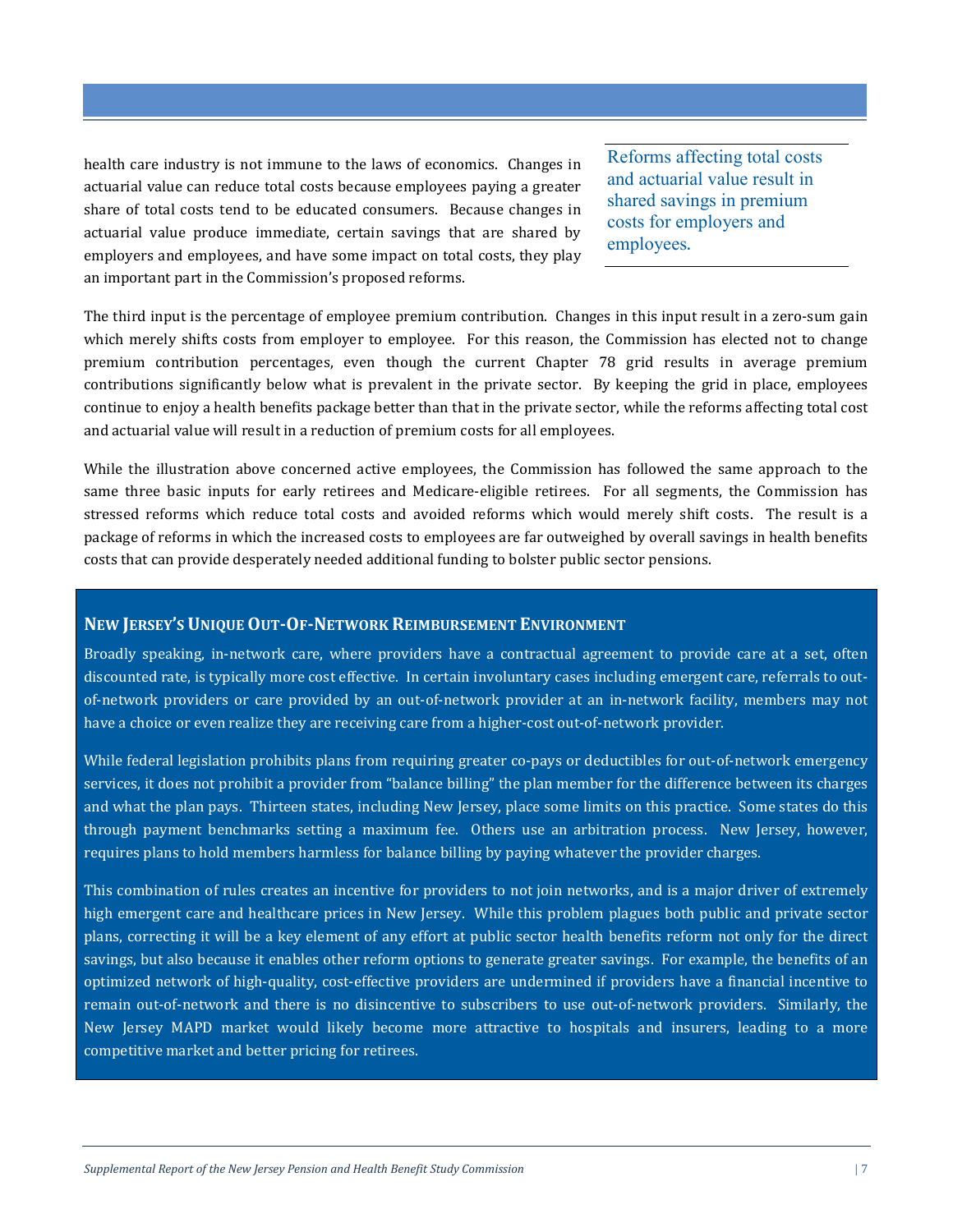health care industry is not immune to the laws of economics. Changes in actuarial value can reduce total costs because employees paying a greater share of total costs tend to be educated consumers. Because changes in actuarial value produce immediate, certain savings that are shared by employers and employees, and have some impact on total costs, they play an important part in the Commission's proposed reforms.

> Reforms affecting total costs and actuarial value result in shared savings in premium costs for employers and employees.

The third input is the percentage of employee premium contribution. Changes in this input result in a zero-sum gain which merely shifts costs from employer to employee. For this reason, the Commission has elected not to change premium contribution percentages, even though the current Chapter 78 grid results in average premium contributions significantly below what is prevalent in the private sector. By keeping the grid in place, employees continue to enjoy a health benefits package better than that in the private sector, while the reforms affecting total cost and actuarial value will result in a reduction of premium costs for all employees.

While the illustration above concerned active employees, the Commission has followed the same approach to the same three basic inputs for early retirees and Medicare-eligible retirees. For all segments, the Commission has stressed reforms which reduce total costs and avoided reforms which would merely shift costs. The result is a package of reforms in which the increased costs to employees are far outweighed by overall savings in health benefits costs that can provide desperately needed additional funding to bolster public sector pensions.

### New Jersey's Unique Out-Of-Network Reimbursement Environment

Broadly speaking, in-network care, where providers have a contractual agreement to provide care at a set, often discounted rate, is typically more cost effective. In certain involuntary cases including emergent care, referrals to out-of-network providers or care provided by an out-of-network provider at an in-network facility, members may not have a choice or even realize they are receiving care from a higher-cost out-of-network provider.

While federal legislation prohibits plans from requiring greater co-pays or deductibles for out-of-network emergency services, it does not prohibit a provider from "balance billing" the plan member for the difference between its charges and what the plan pays. Thirteen states, including New Jersey, place some limits on this practice. Some states do this through payment benchmarks setting a maximum fee. Others use an arbitration process. New Jersey, however, requires plans to hold members harmless for balance billing by paying whatever the provider charges.

This combination of rules creates an incentive for providers to not join networks, and is a major driver of extremely high emergent care and healthcare prices in New Jersey. While this problem plagues both public and private sector plans, correcting it will be a key element of any effort at public sector health benefits reform not only for the direct savings, but also because it enables other reform options to generate greater savings. For example, the benefits of an optimized network of high-quality, cost-effective providers are undermined if providers have a financial incentive to remain out-of-network and there is no disincentive to subscribers to use out-of-network providers. Similarly, the New Jersey MAPD market would likely become more attractive to hospitals and insurers, leading to a more competitive market and better pricing for retirees.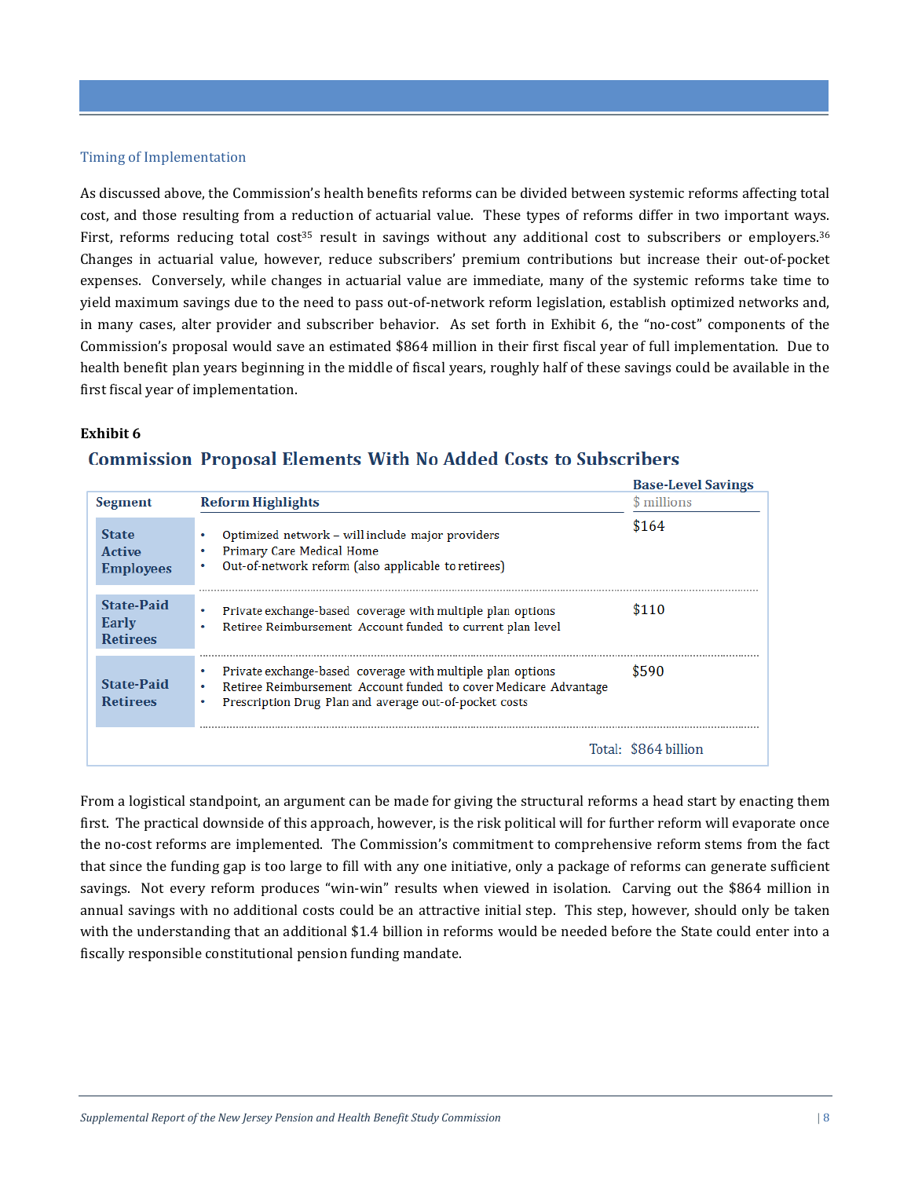### Timing of Implementation

As discussed above, the Commission's health benefits reforms can be divided between systemic reforms affecting total cost, and those resulting from a reduction of actuarial value. These types of reforms differ in two important ways. First, reforms reducing total cost[35] result in savings without any additional cost to subscribers or employers.[36] Changes in actuarial value, however, reduce subscribers' premium contributions but increase their out-of-pocket expenses. Conversely, while changes in actuarial value are immediate, many of the systemic reforms take time to yield maximum savings due to the need to pass out-of-network reform legislation, establish optimized networks and, in many cases, alter provider and subscriber behavior. As set forth in Exhibit 6, the "no-cost" components of the Commission's proposal would save an estimated $864 million in their first fiscal year of full implementation. Due to health benefit plan years beginning in the middle of fiscal years, roughly half of these savings could be available in the first fiscal year of implementation.

**Exhibit 6**

**Commission Proposal Elements With No Added Costs to Subscribers**

| Segment | Reform Highlights | Base-Level Savings $ millions |
|---|---|---|
| **State Active Employees** | • Optimized network – will include major providers<br>• Primary Care Medical Home<br>• Out-of-network reform (also applicable to retirees) | $164 |
| **State-Paid Early Retirees** | • Private exchange-based coverage with multiple plan options<br>• Retiree Reimbursement Account funded to current plan level | $110 |
| **State-Paid Retirees** | • Private exchange-based coverage with multiple plan options<br>• Retiree Reimbursement Account funded to cover Medicare Advantage<br>• Prescription Drug Plan and average out-of-pocket costs | $590 |
| | Total: | $864 billion |

From a logistical standpoint, an argument can be made for giving the structural reforms a head start by enacting them first. The practical downside of this approach, however, is the risk political will for further reform will evaporate once the no-cost reforms are implemented. The Commission's commitment to comprehensive reform stems from the fact that since the funding gap is too large to fill with any one initiative, only a package of reforms can generate sufficient savings. Not every reform produces "win-win" results when viewed in isolation. Carving out the $864 million in annual savings with no additional costs could be an attractive initial step. This step, however, should only be taken with the understanding that an additional $1.4 billion in reforms would be needed before the State could enter into a fiscally responsible constitutional pension funding mandate.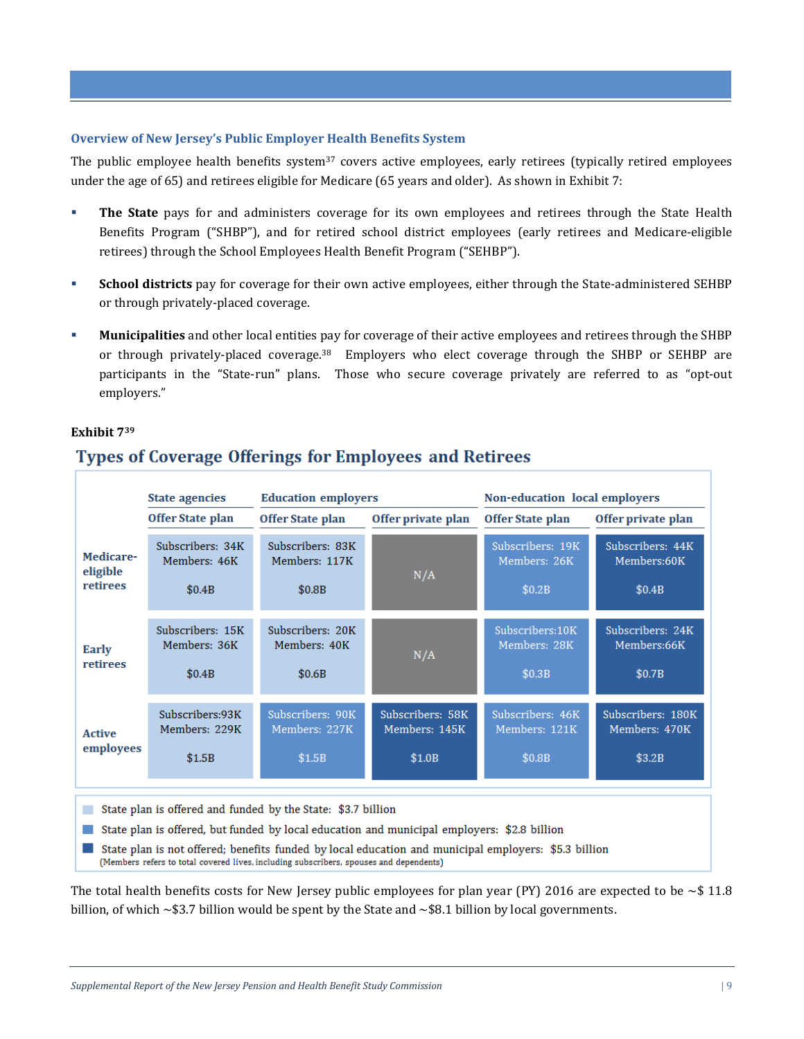### Overview of New Jersey's Public Employer Health Benefits System

The public employee health benefits system[37] covers active employees, early retirees (typically retired employees under the age of 65) and retirees eligible for Medicare (65 years and older). As shown in Exhibit 7:

- **The State** pays for and administers coverage for its own employees and retirees through the State Health Benefits Program ("SHBP"), and for retired school district employees (early retirees and Medicare-eligible retirees) through the School Employees Health Benefit Program ("SEHBP").
- **School districts** pay for coverage for their own active employees, either through the State-administered SEHBP or through privately-placed coverage.
- **Municipalities** and other local entities pay for coverage of their active employees and retirees through the SHBP or through privately-placed coverage.[38] Employers who elect coverage through the SHBP or SEHBP are participants in the "State-run" plans. Those who secure coverage privately are referred to as "opt-out employers."

**Exhibit 7**[39]

## Types of Coverage Offerings for Employees and Retirees

| | State agencies | Education employers | | Non-education local employers | |
|---|---|---|---|---|---|
| | Offer State plan | Offer State plan | Offer private plan | Offer State plan | Offer private plan |
| **Medicare-eligible retirees** | Subscribers: 34K<br>Members: 46K<br>$0.4B | Subscribers: 83K<br>Members: 117K<br>$0.8B | N/A | Subscribers: 19K<br>Members: 26K<br>$0.2B | Subscribers: 44K<br>Members:60K<br>$0.4B |
| **Early retirees** | Subscribers: 15K<br>Members: 36K<br>$0.4B | Subscribers: 20K<br>Members: 40K<br>$0.6B | N/A | Subscribers:10K<br>Members: 28K<br>$0.3B | Subscribers: 24K<br>Members:66K<br>$0.7B |
| **Active employees** | Subscribers:93K<br>Members: 229K<br>$1.5B | Subscribers: 90K<br>Members: 227K<br>$1.5B | Subscribers: 58K<br>Members: 145K<br>$1.0B | Subscribers: 46K<br>Members: 121K<br>$0.8B | Subscribers: 180K<br>Members: 470K<br>$3.2B |

- State plan is offered and funded by the State: $3.7 billion
- State plan is offered, but funded by local education and municipal employers: $2.8 billion
- State plan is not offered; benefits funded by local education and municipal employers: $5.3 billion

(Members refers to total covered lives, including subscribers, spouses and dependents)

The total health benefits costs for New Jersey public employees for plan year (PY) 2016 are expected to be ~$ 11.8 billion, of which ~$3.7 billion would be spent by the State and ~$8.1 billion by local governments.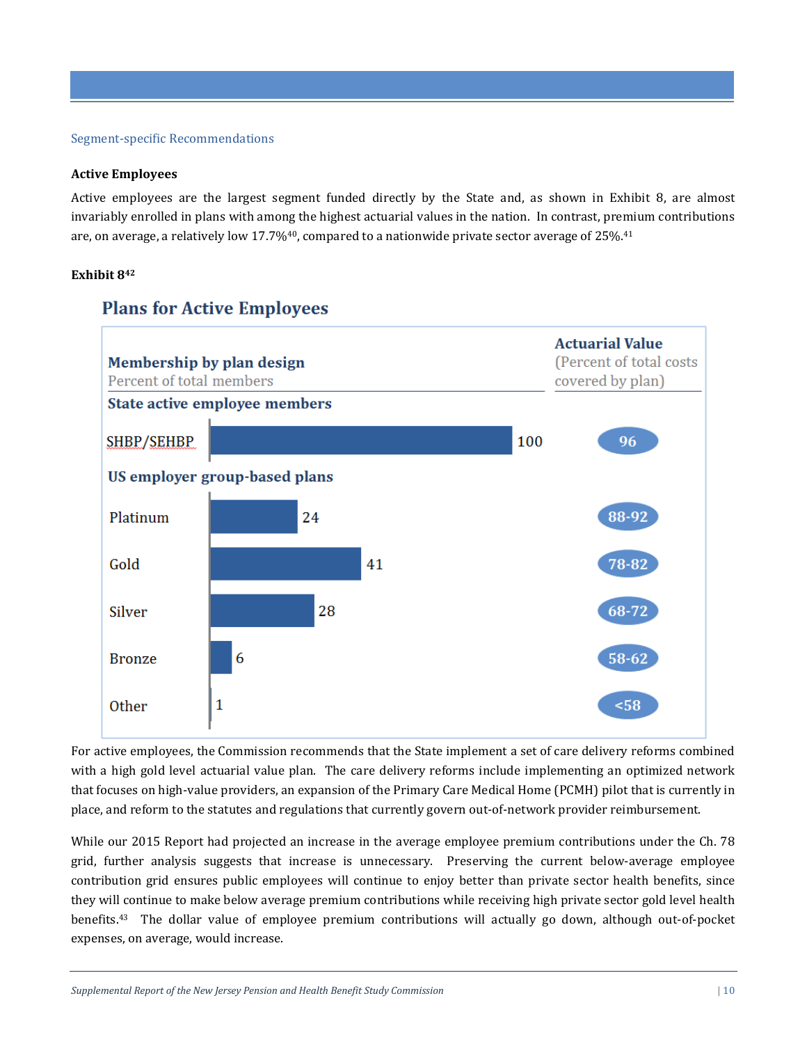### Segment-specific Recommendations

**Active Employees**

Active employees are the largest segment funded directly by the State and, as shown in Exhibit 8, are almost invariably enrolled in plans with among the highest actuarial values in the nation. In contrast, premium contributions are, on average, a relatively low 17.7%[40], compared to a nationwide private sector average of 25%.[41]

**Exhibit 8**[42]

**Plans for Active Employees**

| Membership by plan design (Percent of total members) | | Actuarial Value (Percent of total costs covered by plan) |
|---|---|---|
| **State active employee members** | | |
| SHBP/SEHBP | 100 | 96 |
| **US employer group-based plans** | | |
| Platinum | 24 | 88-92 |
| Gold | 41 | 78-82 |
| Silver | 28 | 68-72 |
| Bronze | 6 | 58-62 |
| Other | 1 | <58 |

For active employees, the Commission recommends that the State implement a set of care delivery reforms combined with a high gold level actuarial value plan. The care delivery reforms include implementing an optimized network that focuses on high-value providers, an expansion of the Primary Care Medical Home (PCMH) pilot that is currently in place, and reform to the statutes and regulations that currently govern out-of-network provider reimbursement.

While our 2015 Report had projected an increase in the average employee premium contributions under the Ch. 78 grid, further analysis suggests that increase is unnecessary. Preserving the current below-average employee contribution grid ensures public employees will continue to enjoy better than private sector health benefits, since they will continue to make below average premium contributions while receiving high private sector gold level health benefits.[43] The dollar value of employee premium contributions will actually go down, although out-of-pocket expenses, on average, would increase.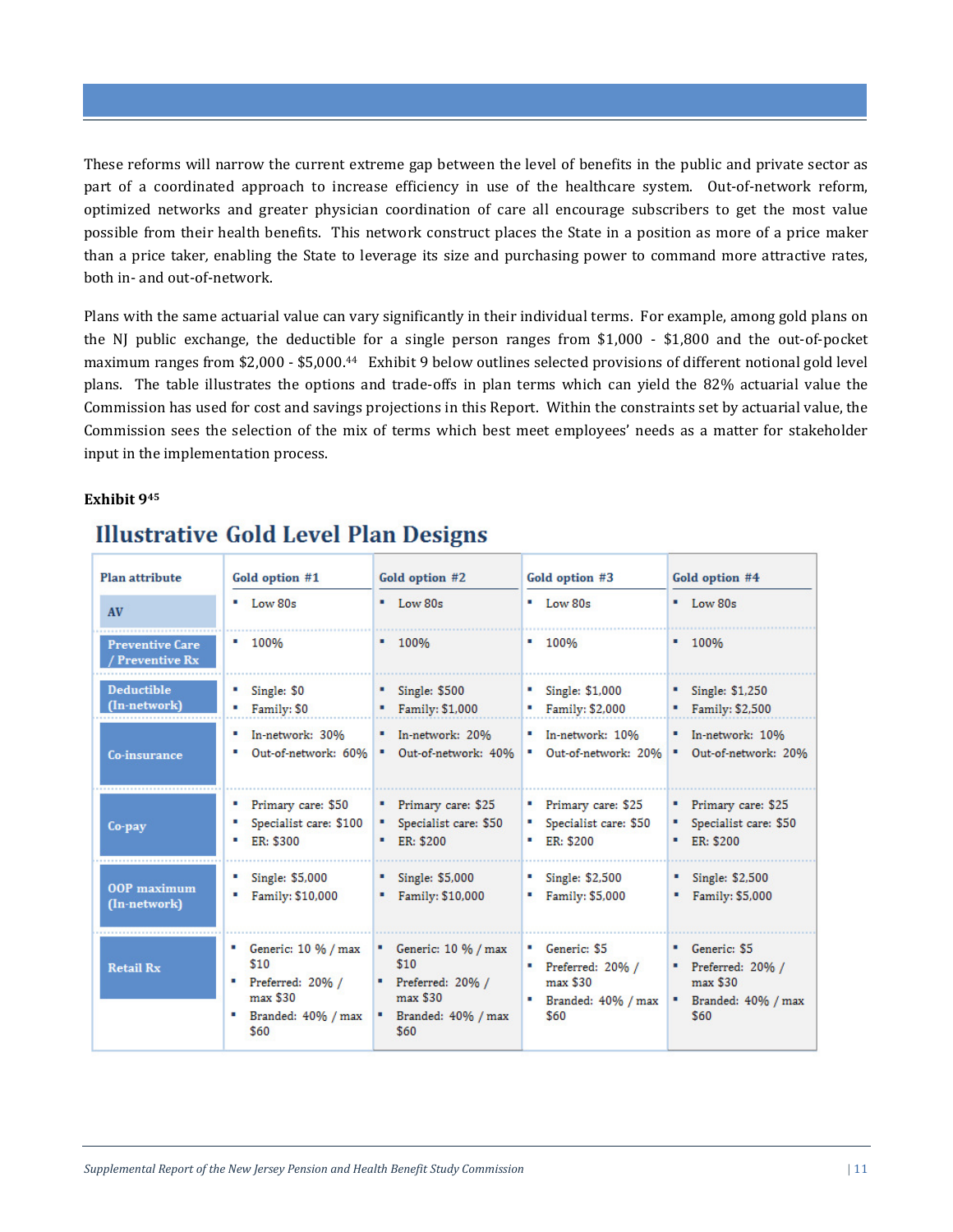These reforms will narrow the current extreme gap between the level of benefits in the public and private sector as part of a coordinated approach to increase efficiency in use of the healthcare system. Out-of-network reform, optimized networks and greater physician coordination of care all encourage subscribers to get the most value possible from their health benefits. This network construct places the State in a position as more of a price maker than a price taker, enabling the State to leverage its size and purchasing power to command more attractive rates, both in- and out-of-network.

Plans with the same actuarial value can vary significantly in their individual terms. For example, among gold plans on the NJ public exchange, the deductible for a single person ranges from $1,000 - $1,800 and the out-of-pocket maximum ranges from $2,000 - $5,000.[44] Exhibit 9 below outlines selected provisions of different notional gold level plans. The table illustrates the options and trade-offs in plan terms which can yield the 82% actuarial value the Commission has used for cost and savings projections in this Report. Within the constraints set by actuarial value, the Commission sees the selection of the mix of terms which best meet employees' needs as a matter for stakeholder input in the implementation process.

**Exhibit 9[45]**

## Illustrative Gold Level Plan Designs

| Plan attribute | Gold option #1 | Gold option #2 | Gold option #3 | Gold option #4 |
|---|---|---|---|---|
| AV | ▪ Low 80s | ▪ Low 80s | ▪ Low 80s | ▪ Low 80s |
| Preventive Care / Preventive Rx | ▪ 100% | ▪ 100% | ▪ 100% | ▪ 100% |
| Deductible (In-network) | ▪ Single: $0<br>▪ Family: $0 | ▪ Single: $500<br>▪ Family: $1,000 | ▪ Single: $1,000<br>▪ Family: $2,000 | ▪ Single: $1,250<br>▪ Family: $2,500 |
| Co-insurance | ▪ In-network: 30%<br>▪ Out-of-network: 60% | ▪ In-network: 20%<br>▪ Out-of-network: 40% | ▪ In-network: 10%<br>▪ Out-of-network: 20% | ▪ In-network: 10%<br>▪ Out-of-network: 20% |
| Co-pay | ▪ Primary care: $50<br>▪ Specialist care: $100<br>▪ ER: $300 | ▪ Primary care: $25<br>▪ Specialist care: $50<br>▪ ER: $200 | ▪ Primary care: $25<br>▪ Specialist care: $50<br>▪ ER: $200 | ▪ Primary care: $25<br>▪ Specialist care: $50<br>▪ ER: $200 |
| OOP maximum (In-network) | ▪ Single: $5,000<br>▪ Family: $10,000 | ▪ Single: $5,000<br>▪ Family: $10,000 | ▪ Single: $2,500<br>▪ Family: $5,000 | ▪ Single: $2,500<br>▪ Family: $5,000 |
| Retail Rx | ▪ Generic: 10 % / max $10<br>▪ Preferred: 20% / max $30<br>▪ Branded: 40% / max $60 | ▪ Generic: 10 % / max $10<br>▪ Preferred: 20% / max $30<br>▪ Branded: 40% / max $60 | ▪ Generic: $5<br>▪ Preferred: 20% / max $30<br>▪ Branded: 40% / max $60 | ▪ Generic: $5<br>▪ Preferred: 20% / max $30<br>▪ Branded: 40% / max $60 |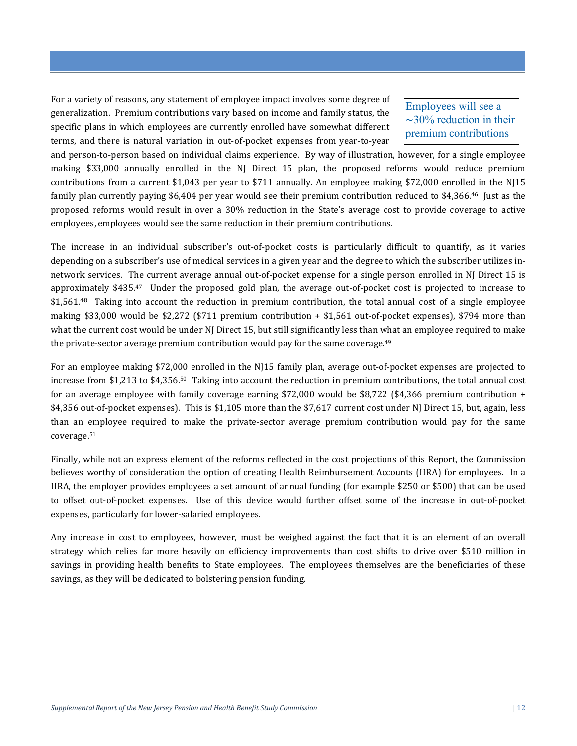For a variety of reasons, any statement of employee impact involves some degree of generalization. Premium contributions vary based on income and family status, the specific plans in which employees are currently enrolled have somewhat different terms, and there is natural variation in out-of-pocket expenses from year-to-year and person-to-person based on individual claims experience. By way of illustration, however, for a single employee making $33,000 annually enrolled in the NJ Direct 15 plan, the proposed reforms would reduce premium contributions from a current $1,043 per year to $711 annually. An employee making $72,000 enrolled in the NJ15 family plan currently paying $6,404 per year would see their premium contribution reduced to $4,366.[46] Just as the proposed reforms would result in over a 30% reduction in the State's average cost to provide coverage to active employees, employees would see the same reduction in their premium contributions.

> Employees will see a ~30% reduction in their premium contributions

The increase in an individual subscriber's out-of-pocket costs is particularly difficult to quantify, as it varies depending on a subscriber's use of medical services in a given year and the degree to which the subscriber utilizes in-network services. The current average annual out-of-pocket expense for a single person enrolled in NJ Direct 15 is approximately $435.[47] Under the proposed gold plan, the average out-of-pocket cost is projected to increase to $1,561.[48] Taking into account the reduction in premium contribution, the total annual cost of a single employee making $33,000 would be $2,272 ($711 premium contribution + $1,561 out-of-pocket expenses), $794 more than what the current cost would be under NJ Direct 15, but still significantly less than what an employee required to make the private-sector average premium contribution would pay for the same coverage.[49]

For an employee making $72,000 enrolled in the NJ15 family plan, average out-of-pocket expenses are projected to increase from $1,213 to $4,356.[50] Taking into account the reduction in premium contributions, the total annual cost for an average employee with family coverage earning $72,000 would be $8,722 ($4,366 premium contribution + $4,356 out-of-pocket expenses). This is $1,105 more than the $7,617 current cost under NJ Direct 15, but, again, less than an employee required to make the private-sector average premium contribution would pay for the same coverage.[51]

Finally, while not an express element of the reforms reflected in the cost projections of this Report, the Commission believes worthy of consideration the option of creating Health Reimbursement Accounts (HRA) for employees. In a HRA, the employer provides employees a set amount of annual funding (for example $250 or $500) that can be used to offset out-of-pocket expenses. Use of this device would further offset some of the increase in out-of-pocket expenses, particularly for lower-salaried employees.

Any increase in cost to employees, however, must be weighed against the fact that it is an element of an overall strategy which relies far more heavily on efficiency improvements than cost shifts to drive over $510 million in savings in providing health benefits to State employees. The employees themselves are the beneficiaries of these savings, as they will be dedicated to bolstering pension funding.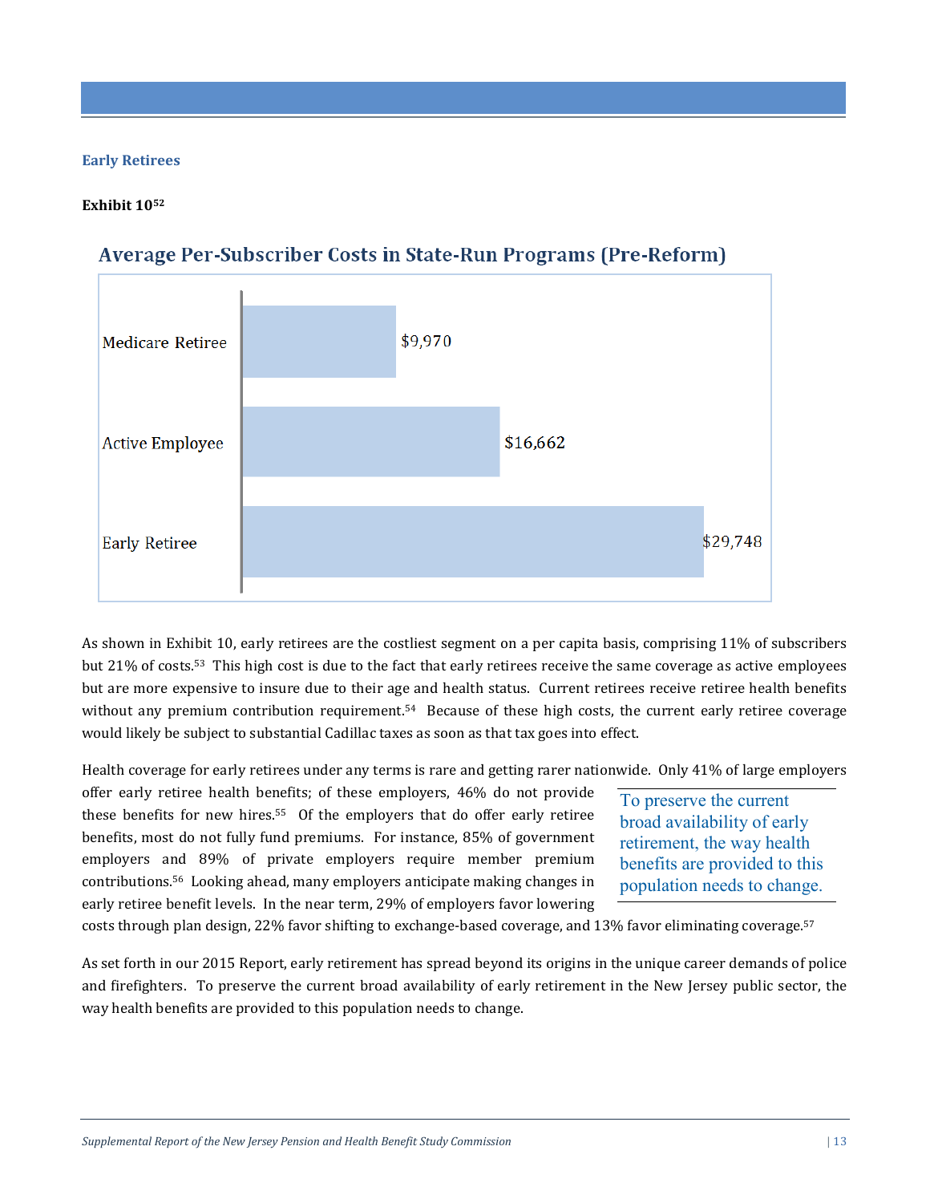### Early Retrees

**Exhibit 10**[52]

**Average Per-Subscriber Costs in State-Run Programs (Pre-Reform)**

| Category | Cost |
|---|---|
| Medicare Retiree | $9,970 |
| Active Employee | $16,662 |
| Early Retiree | $29,748 |

As shown in Exhibit 10, early retirees are the costliest segment on a per capita basis, comprising 11% of subscribers but 21% of costs.[53] This high cost is due to the fact that early retirees receive the same coverage as active employees but are more expensive to insure due to their age and health status. Current retirees receive retiree health benefits without any premium contribution requirement.[54] Because of these high costs, the current early retiree coverage would likely be subject to substantial Cadillac taxes as soon as that tax goes into effect.

Health coverage for early retirees under any terms is rare and getting rarer nationwide. Only 41% of large employers offer early retiree health benefits; of these employers, 46% do not provide these benefits for new hires.[55] Of the employers that do offer early retiree benefits, most do not fully fund premiums. For instance, 85% of government employers and 89% of private employers require member premium contributions.[56] Looking ahead, many employers anticipate making changes in early retiree benefit levels. In the near term, 29% of employers favor lowering costs through plan design, 22% favor shifting to exchange-based coverage, and 13% favor eliminating coverage.[57]

> To preserve the current broad availability of early retirement, the way health benefits are provided to this population needs to change.

As set forth in our 2015 Report, early retirement has spread beyond its origins in the unique career demands of police and firefighters. To preserve the current broad availability of early retirement in the New Jersey public sector, the way health benefits are provided to this population needs to change.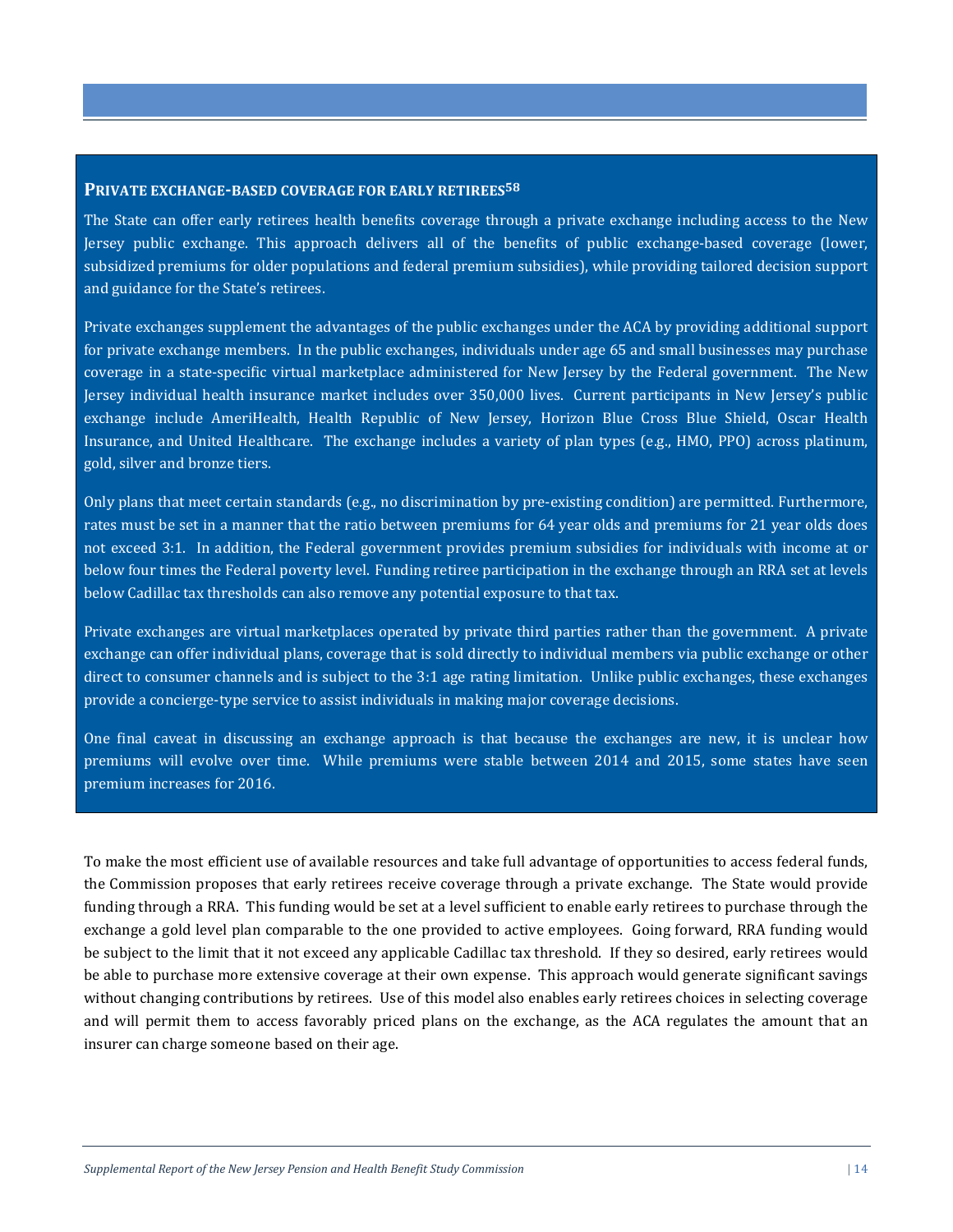### PRIVATE EXCHANGE-BASED COVERAGE FOR EARLY RETIREES[58]

The State can offer early retirees health benefits coverage through a private exchange including access to the New Jersey public exchange. This approach delivers all of the benefits of public exchange-based coverage (lower, subsidized premiums for older populations and federal premium subsidies), while providing tailored decision support and guidance for the State's retirees.

Private exchanges supplement the advantages of the public exchanges under the ACA by providing additional support for private exchange members. In the public exchanges, individuals under age 65 and small businesses may purchase coverage in a state-specific virtual marketplace administered for New Jersey by the Federal government. The New Jersey individual health insurance market includes over 350,000 lives. Current participants in New Jersey's public exchange include AmeriHealth, Health Republic of New Jersey, Horizon Blue Cross Blue Shield, Oscar Health Insurance, and United Healthcare. The exchange includes a variety of plan types (e.g., HMO, PPO) across platinum, gold, silver and bronze tiers.

Only plans that meet certain standards (e.g., no discrimination by pre-existing condition) are permitted. Furthermore, rates must be set in a manner that the ratio between premiums for 64 year olds and premiums for 21 year olds does not exceed 3:1. In addition, the Federal government provides premium subsidies for individuals with income at or below four times the Federal poverty level. Funding retiree participation in the exchange through an RRA set at levels below Cadillac tax thresholds can also remove any potential exposure to that tax.

Private exchanges are virtual marketplaces operated by private third parties rather than the government. A private exchange can offer individual plans, coverage that is sold directly to individual members via public exchange or other direct to consumer channels and is subject to the 3:1 age rating limitation. Unlike public exchanges, these exchanges provide a concierge-type service to assist individuals in making major coverage decisions.

One final caveat in discussing an exchange approach is that because the exchanges are new, it is unclear how premiums will evolve over time. While premiums were stable between 2014 and 2015, some states have seen premium increases for 2016.

To make the most efficient use of available resources and take full advantage of opportunities to access federal funds, the Commission proposes that early retirees receive coverage through a private exchange. The State would provide funding through a RRA. This funding would be set at a level sufficient to enable early retirees to purchase through the exchange a gold level plan comparable to the one provided to active employees. Going forward, RRA funding would be subject to the limit that it not exceed any applicable Cadillac tax threshold. If they so desired, early retirees would be able to purchase more extensive coverage at their own expense. This approach would generate significant savings without changing contributions by retirees. Use of this model also enables early retirees choices in selecting coverage and will permit them to access favorably priced plans on the exchange, as the ACA regulates the amount that an insurer can charge someone based on their age.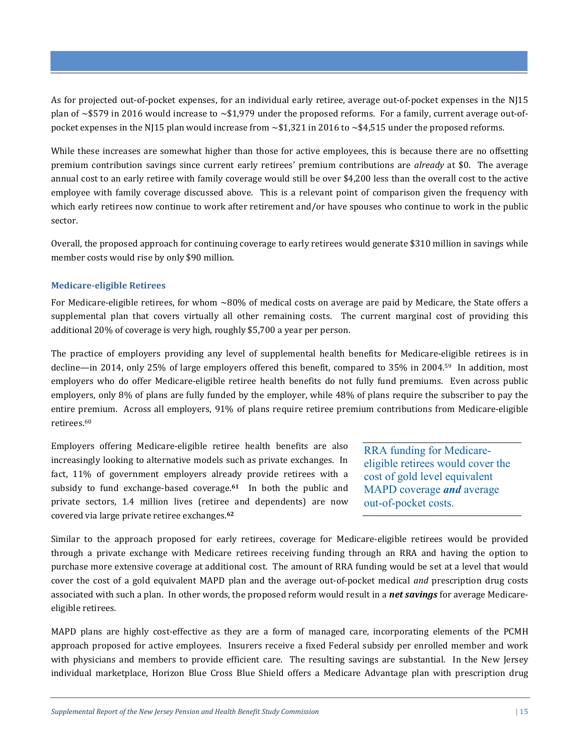As for projected out-of-pocket expenses, for an individual early retiree, average out-of-pocket expenses in the NJ15 plan of ~$579 in 2016 would increase to ~$1,979 under the proposed reforms. For a family, current average out-of-pocket expenses in the NJ15 plan would increase from ~$1,321 in 2016 to ~$4,515 under the proposed reforms.

While these increases are somewhat higher than those for active employees, this is because there are no offsetting premium contribution savings since current early retirees' premium contributions are *already* at $0. The average annual cost to an early retiree with family coverage would still be over $4,200 less than the overall cost to the active employee with family coverage discussed above. This is a relevant point of comparison given the frequency with which early retirees now continue to work after retirement and/or have spouses who continue to work in the public sector.

Overall, the proposed approach for continuing coverage to early retirees would generate $310 million in savings while member costs would rise by only $90 million.

### Medicare-eligible Retirees

For Medicare-eligible retirees, for whom ~80% of medical costs on average are paid by Medicare, the State offers a supplemental plan that covers virtually all other remaining costs. The current marginal cost of providing this additional 20% of coverage is very high, roughly $5,700 a year per person.

The practice of employers providing any level of supplemental health benefits for Medicare-eligible retirees is in decline—in 2014, only 25% of large employers offered this benefit, compared to 35% in 2004.[59] In addition, most employers who do offer Medicare-eligible retiree health benefits do not fully fund premiums. Even across public employers, only 8% of plans are fully funded by the employer, while 48% of plans require the subscriber to pay the entire premium. Across all employers, 91% of plans require retiree premium contributions from Medicare-eligible retirees.[60]

Employers offering Medicare-eligible retiree health benefits are also increasingly looking to alternative models such as private exchanges. In fact, 11% of government employers already provide retirees with a subsidy to fund exchange-based coverage.[61] In both the public and private sectors, 1.4 million lives (retiree and dependents) are now covered via large private retiree exchanges.[62]

> RRA funding for Medicare-eligible retirees would cover the cost of gold level equivalent MAPD coverage ***and*** average out-of-pocket costs.

Similar to the approach proposed for early retirees, coverage for Medicare-eligible retirees would be provided through a private exchange with Medicare retirees receiving funding through an RRA and having the option to purchase more extensive coverage at additional cost. The amount of RRA funding would be set at a level that would cover the cost of a gold equivalent MAPD plan and the average out-of-pocket medical *and* prescription drug costs associated with such a plan. In other words, the proposed reform would result in a ***net savings*** for average Medicare-eligible retirees.

MAPD plans are highly cost-effective as they are a form of managed care, incorporating elements of the PCMH approach proposed for active employees. Insurers receive a fixed Federal subsidy per enrolled member and work with physicians and members to provide efficient care. The resulting savings are substantial. In the New Jersey individual marketplace, Horizon Blue Cross Blue Shield offers a Medicare Advantage plan with prescription drug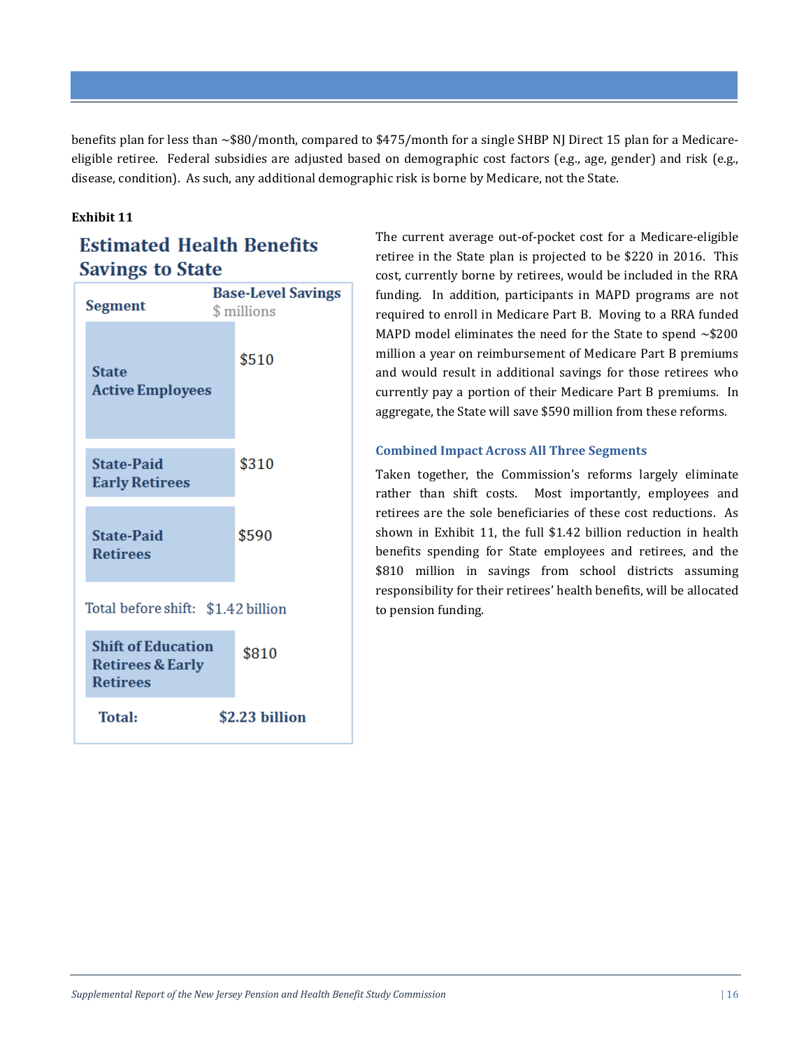benefits plan for less than ~$80/month, compared to $475/month for a single SHBP NJ Direct 15 plan for a Medicare-eligible retiree. Federal subsidies are adjusted based on demographic cost factors (e.g., age, gender) and risk (e.g., disease, condition). As such, any additional demographic risk is borne by Medicare, not the State.

**Exhibit 11**

**Estimated Health Benefits Savings to State**

| Segment | Base-Level Savings $ millions |
|---|---|
| **State Active Employees** | $510 |
| **State-Paid Early Retirees** | $310 |
| **State-Paid Retirees** | $590 |
| Total before shift: | $1.42 billion |
| **Shift of Education Retirees & Early Retirees** | $810 |
| **Total:** | **$2.23 billion** |

The current average out-of-pocket cost for a Medicare-eligible retiree in the State plan is projected to be $220 in 2016. This cost, currently borne by retirees, would be included in the RRA funding. In addition, participants in MAPD programs are not required to enroll in Medicare Part B. Moving to a RRA funded MAPD model eliminates the need for the State to spend ~$200 million a year on reimbursement of Medicare Part B premiums and would result in additional savings for those retirees who currently pay a portion of their Medicare Part B premiums. In aggregate, the State will save $590 million from these reforms.

### Combined Impact Across All Three Segments

Taken together, the Commission's reforms largely eliminate rather than shift costs. Most importantly, employees and retirees are the sole beneficiaries of these cost reductions. As shown in Exhibit 11, the full $1.42 billion reduction in health benefits spending for State employees and retirees, and the $810 million in savings from school districts assuming responsibility for their retirees' health benefits, will be allocated to pension funding.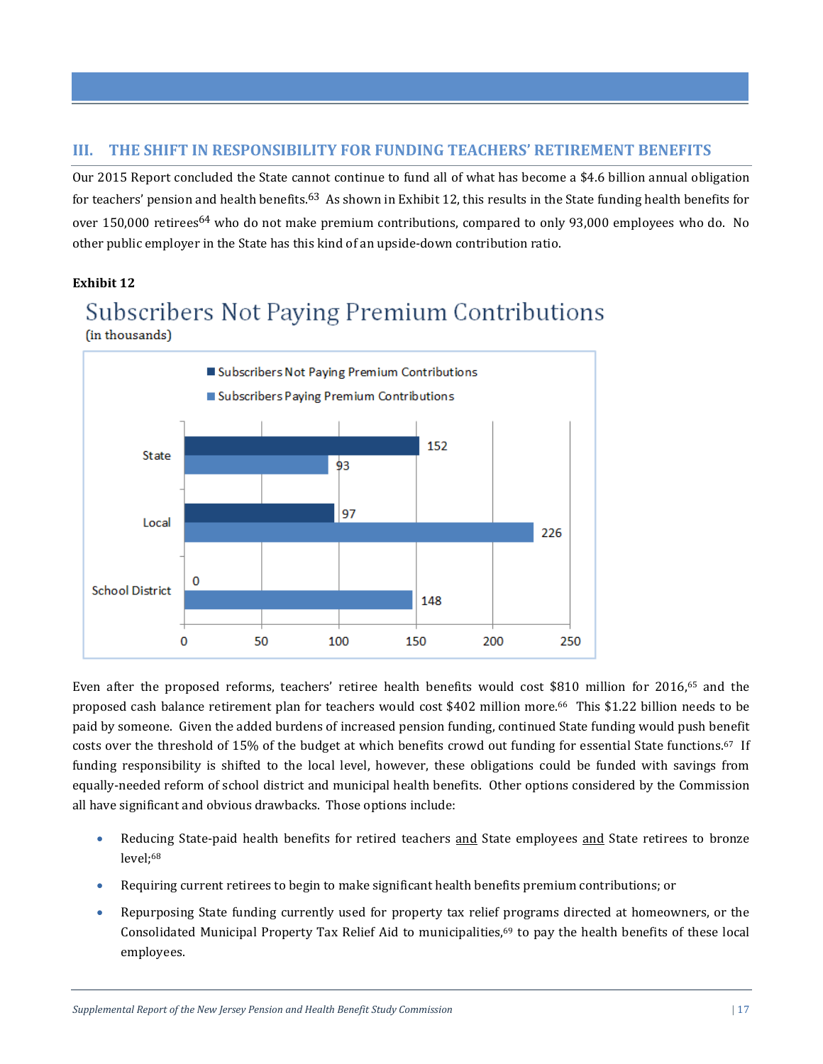## III. THE SHIFT IN RESPONSIBILITY FOR FUNDING TEACHERS' RETIREMENT BENEFITS

Our 2015 Report concluded the State cannot continue to fund all of what has become a $4.6 billion annual obligation for teachers' pension and health benefits.[63] As shown in Exhibit 12, this results in the State funding health benefits for over 150,000 retirees[64] who do not make premium contributions, compared to only 93,000 employees who do. No other public employer in the State has this kind of an upside-down contribution ratio.

**Exhibit 12**

**Subscribers Not Paying Premium Contributions**
(in thousands)

| | Subscribers Not Paying Premium Contributions | Subscribers Paying Premium Contributions |
|---|---|---|
| State | 152 | 93 |
| Local | 97 | 226 |
| School District | 0 | 148 |

Even after the proposed reforms, teachers' retiree health benefits would cost $810 million for 2016,[65] and the proposed cash balance retirement plan for teachers would cost $402 million more.[66] This $1.22 billion needs to be paid by someone. Given the added burdens of increased pension funding, continued State funding would push benefit costs over the threshold of 15% of the budget at which benefits crowd out funding for essential State functions.[67] If funding responsibility is shifted to the local level, however, these obligations could be funded with savings from equally-needed reform of school district and municipal health benefits. Other options considered by the Commission all have significant and obvious drawbacks. Those options include:

- Reducing State-paid health benefits for retired teachers and State employees and State retirees to bronze level;[68]
- Requiring current retirees to begin to make significant health benefits premium contributions; or
- Repurposing State funding currently used for property tax relief programs directed at homeowners, or the Consolidated Municipal Property Tax Relief Aid to municipalities,[69] to pay the health benefits of these local employees.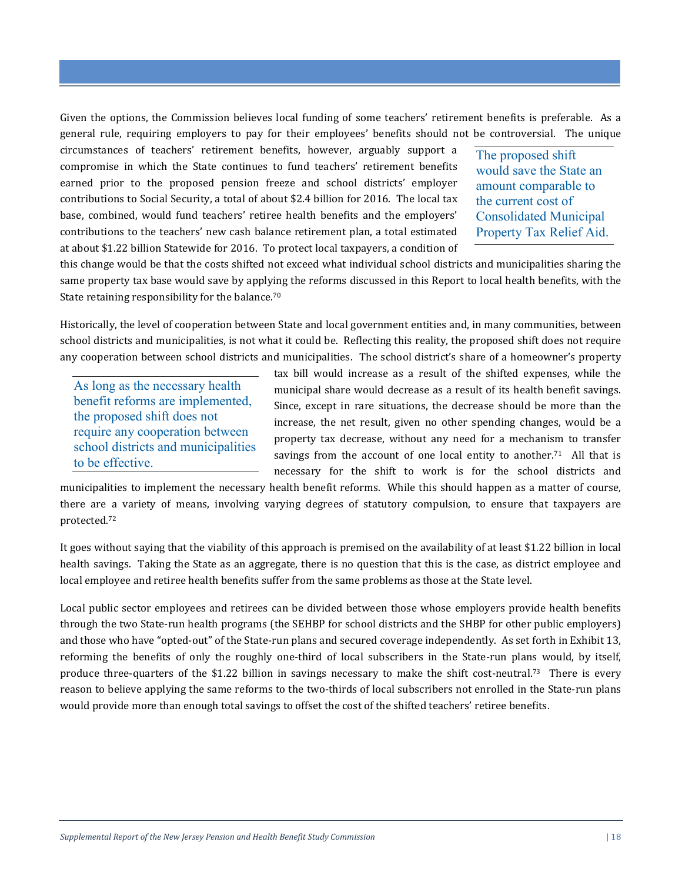Given the options, the Commission believes local funding of some teachers' retirement benefits is preferable. As a general rule, requiring employers to pay for their employees' benefits should not be controversial. The unique circumstances of teachers' retirement benefits, however, arguably support a compromise in which the State continues to fund teachers' retirement benefits earned prior to the proposed pension freeze and school districts' employer contributions to Social Security, a total of about $2.4 billion for 2016. The local tax base, combined, would fund teachers' retiree health benefits and the employers' contributions to the teachers' new cash balance retirement plan, a total estimated at about $1.22 billion Statewide for 2016. To protect local taxpayers, a condition of this change would be that the costs shifted not exceed what individual school districts and municipalities sharing the same property tax base would save by applying the reforms discussed in this Report to local health benefits, with the State retaining responsibility for the balance.[70]

> The proposed shift would save the State an amount comparable to the current cost of Consolidated Municipal Property Tax Relief Aid.

Historically, the level of cooperation between State and local government entities and, in many communities, between school districts and municipalities, is not what it could be. Reflecting this reality, the proposed shift does not require any cooperation between school districts and municipalities. The school district's share of a homeowner's property tax bill would increase as a result of the shifted expenses, while the municipal share would decrease as a result of its health benefit savings. Since, except in rare situations, the decrease should be more than the increase, the net result, given no other spending changes, would be a property tax decrease, without any need for a mechanism to transfer savings from the account of one local entity to another.[71] All that is necessary for the shift to work is for the school districts and municipalities to implement the necessary health benefit reforms. While this should happen as a matter of course, there are a variety of means, involving varying degrees of statutory compulsion, to ensure that taxpayers are protected.[72]

> As long as the necessary health benefit reforms are implemented, the proposed shift does not require any cooperation between school districts and municipalities to be effective.

It goes without saying that the viability of this approach is premised on the availability of at least $1.22 billion in local health savings. Taking the State as an aggregate, there is no question that this is the case, as district employee and local employee and retiree health benefits suffer from the same problems as those at the State level.

Local public sector employees and retirees can be divided between those whose employers provide health benefits through the two State-run health programs (the SEHBP for school districts and the SHBP for other public employers) and those who have "opted-out" of the State-run plans and secured coverage independently. As set forth in Exhibit 13, reforming the benefits of only the roughly one-third of local subscribers in the State-run plans would, by itself, produce three-quarters of the $1.22 billion in savings necessary to make the shift cost-neutral.[73] There is every reason to believe applying the same reforms to the two-thirds of local subscribers not enrolled in the State-run plans would provide more than enough total savings to offset the cost of the shifted teachers' retiree benefits.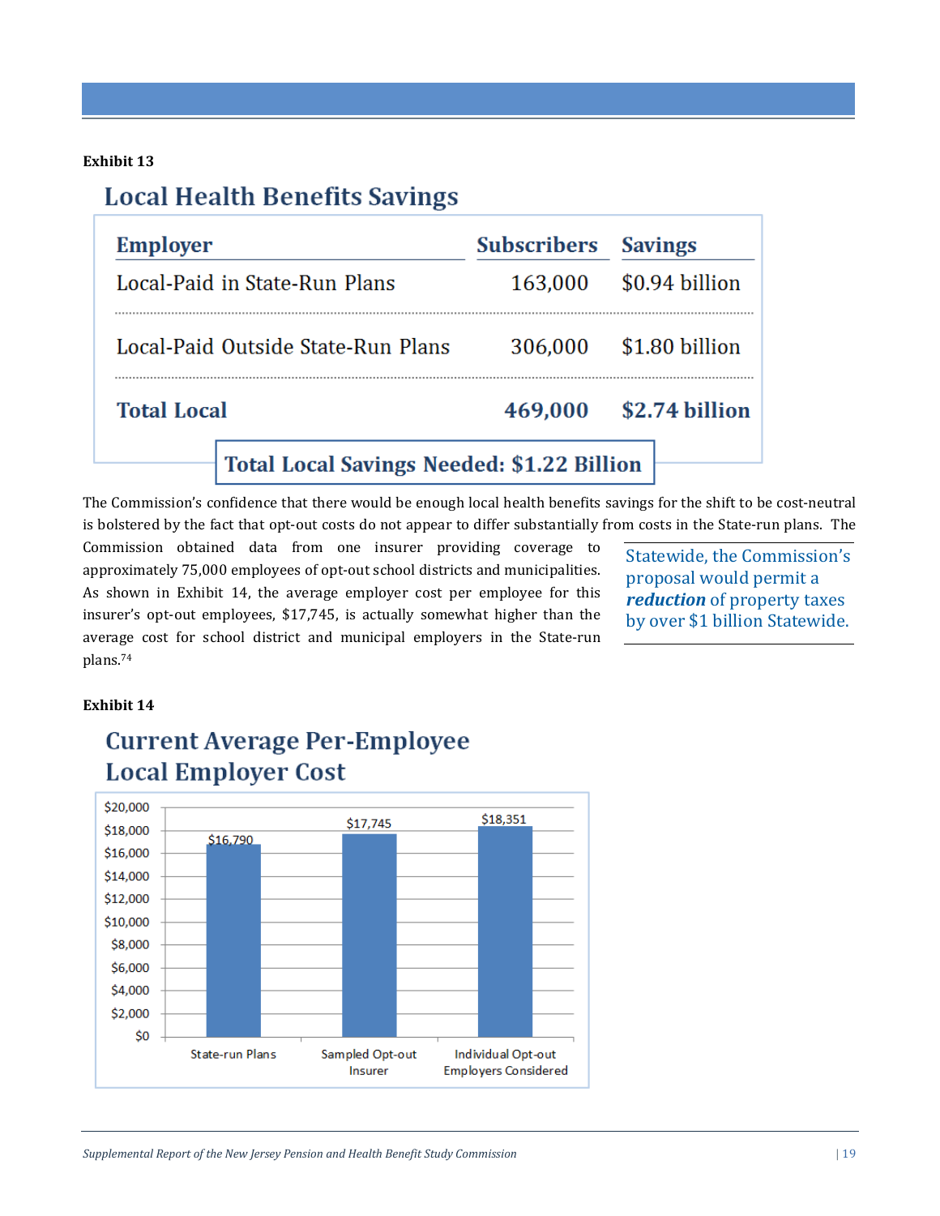**Exhibit 13**

## Local Health Benefits Savings

| Employer | Subscribers | Savings |
|---|---|---|
| Local-Paid in State-Run Plans | 163,000 | $0.94 billion |
| Local-Paid Outside State-Run Plans | 306,000 | $1.80 billion |
| **Total Local** | **469,000** | **$2.74 billion** |

**Total Local Savings Needed: $1.22 Billion**

The Commission's confidence that there would be enough local health benefits savings for the shift to be cost-neutral is bolstered by the fact that opt-out costs do not appear to differ substantially from costs in the State-run plans. The Commission obtained data from one insurer providing coverage to approximately 75,000 employees of opt-out school districts and municipalities. As shown in Exhibit 14, the average employer cost per employee for this insurer's opt-out employees, $17,745, is actually somewhat higher than the average cost for school district and municipal employers in the State-run plans.[74]

> Statewide, the Commission's proposal would permit a ***reduction*** of property taxes by over $1 billion Statewide.

**Exhibit 14**

## Current Average Per-Employee Local Employer Cost

| | State-run Plans | Sampled Opt-out Insurer | Individual Opt-out Employers Considered |
|---|---|---|---|
| Cost | $16,790 | $17,745 | $18,351 |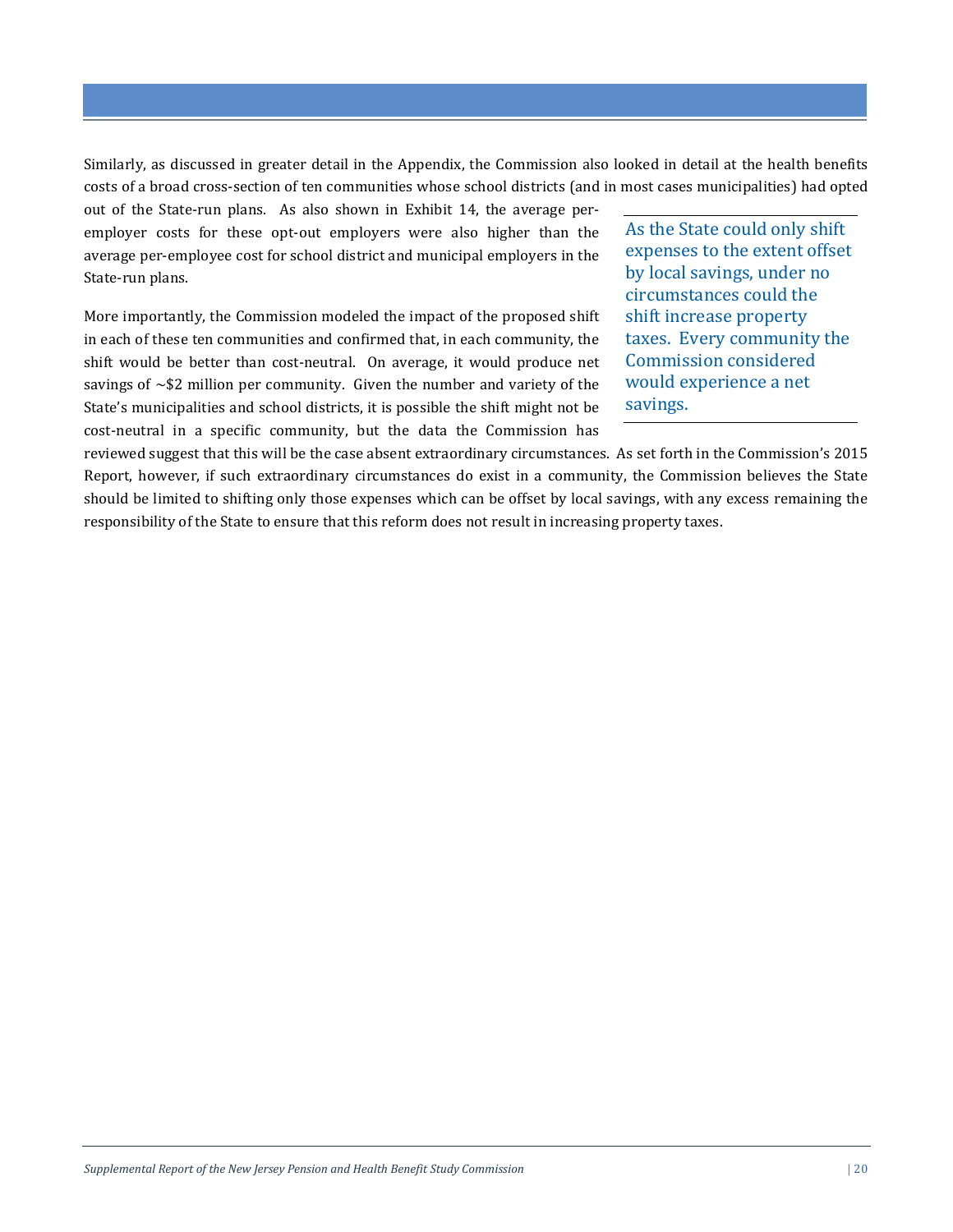Similarly, as discussed in greater detail in the Appendix, the Commission also looked in detail at the health benefits costs of a broad cross-section of ten communities whose school districts (and in most cases municipalities) had opted out of the State-run plans. As also shown in Exhibit 14, the average per-employer costs for these opt-out employers were also higher than the average per-employee cost for school district and municipal employers in the State-run plans.

> As the State could only shift expenses to the extent offset by local savings, under no circumstances could the shift increase property taxes. Every community the Commission considered would experience a net savings.

More importantly, the Commission modeled the impact of the proposed shift in each of these ten communities and confirmed that, in each community, the shift would be better than cost-neutral. On average, it would produce net savings of ~$2 million per community. Given the number and variety of the State's municipalities and school districts, it is possible the shift might not be cost-neutral in a specific community, but the data the Commission has reviewed suggest that this will be the case absent extraordinary circumstances. As set forth in the Commission's 2015 Report, however, if such extraordinary circumstances do exist in a community, the Commission believes the State should be limited to shifting only those expenses which can be offset by local savings, with any excess remaining the responsibility of the State to ensure that this reform does not result in increasing property taxes.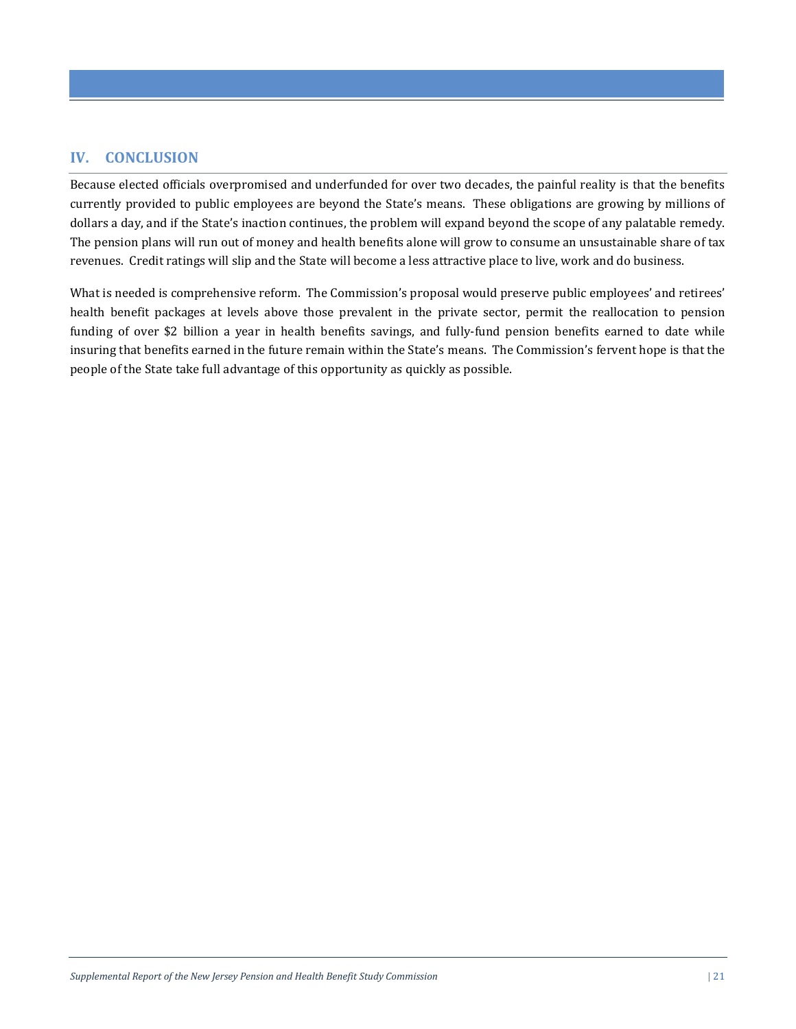## IV. CONCLUSION

Because elected officials overpromised and underfunded for over two decades, the painful reality is that the benefits currently provided to public employees are beyond the State's means. These obligations are growing by millions of dollars a day, and if the State's inaction continues, the problem will expand beyond the scope of any palatable remedy. The pension plans will run out of money and health benefits alone will grow to consume an unsustainable share of tax revenues. Credit ratings will slip and the State will become a less attractive place to live, work and do business.

What is needed is comprehensive reform. The Commission's proposal would preserve public employees' and retirees' health benefit packages at levels above those prevalent in the private sector, permit the reallocation to pension funding of over $2 billion a year in health benefits savings, and fully-fund pension benefits earned to date while insuring that benefits earned in the future remain within the State's means. The Commission's fervent hope is that the people of the State take full advantage of this opportunity as quickly as possible.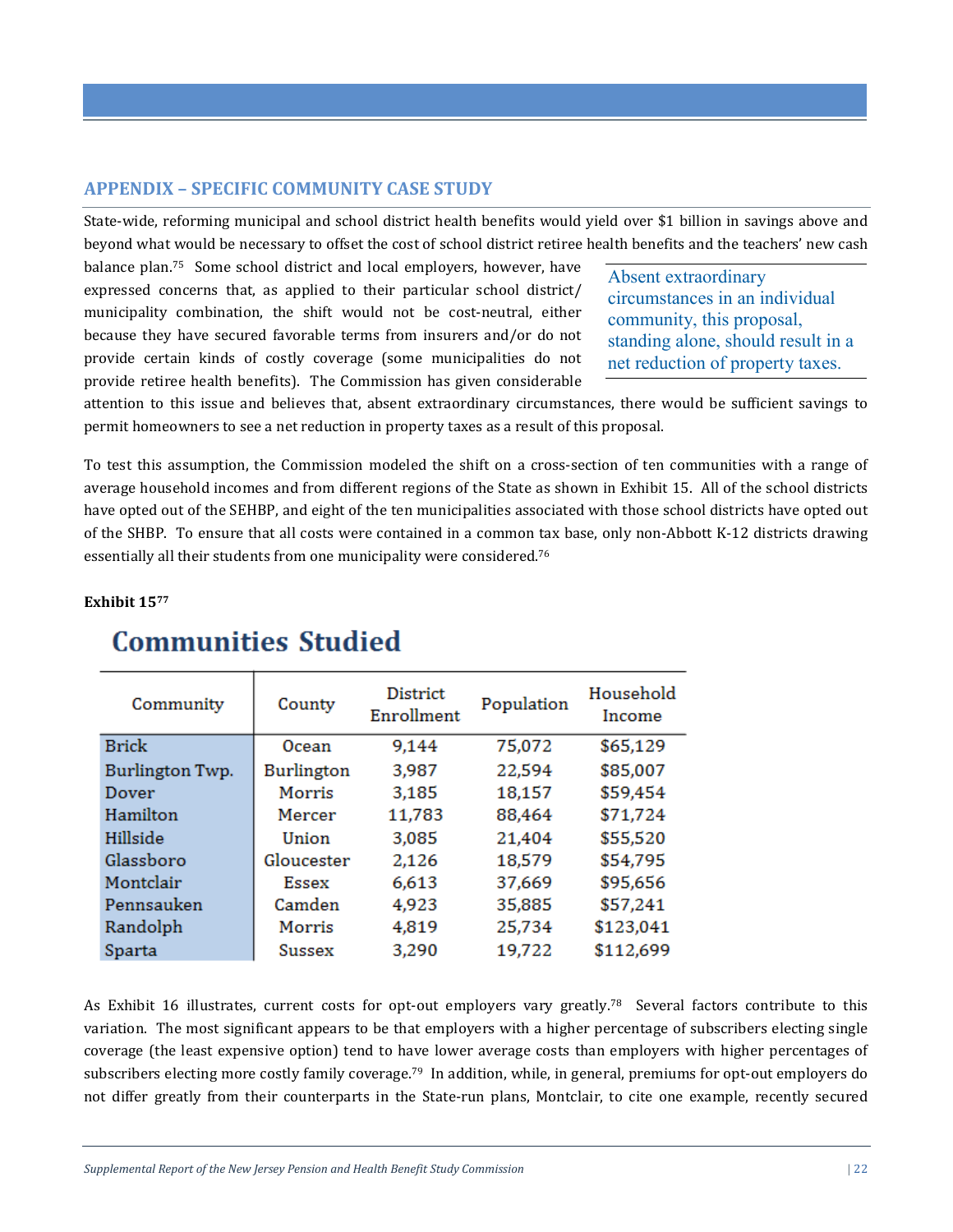## APPENDIX – SPECIFIC COMMUNITY CASE STUDY

State-wide, reforming municipal and school district health benefits would yield over $1 billion in savings above and beyond what would be necessary to offset the cost of school district retiree health benefits and the teachers' new cash balance plan.[75] Some school district and local employers, however, have expressed concerns that, as applied to their particular school district/ municipality combination, the shift would not be cost-neutral, either because they have secured favorable terms from insurers and/or do not provide certain kinds of costly coverage (some municipalities do not provide retiree health benefits). The Commission has given considerable attention to this issue and believes that, absent extraordinary circumstances, there would be sufficient savings to permit homeowners to see a net reduction in property taxes as a result of this proposal.

> Absent extraordinary circumstances in an individual community, this proposal, standing alone, should result in a net reduction of property taxes.

To test this assumption, the Commission modeled the shift on a cross-section of ten communities with a range of average household incomes and from different regions of the State as shown in Exhibit 15. All of the school districts have opted out of the SEHBP, and eight of the ten municipalities associated with those school districts have opted out of the SHBP. To ensure that all costs were contained in a common tax base, only non-Abbott K-12 districts drawing essentially all their students from one municipality were considered.[76]

**Exhibit 15[77]**

### Communities Studied

| Community | County | District Enrollment | Population | Household Income |
|---|---|---|---|---|
| Brick | Ocean | 9,144 | 75,072 | $65,129 |
| Burlington Twp. | Burlington | 3,987 | 22,594 | $85,007 |
| Dover | Morris | 3,185 | 18,157 | $59,454 |
| Hamilton | Mercer | 11,783 | 88,464 | $71,724 |
| Hillside | Union | 3,085 | 21,404 | $55,520 |
| Glassboro | Gloucester | 2,126 | 18,579 | $54,795 |
| Montclair | Essex | 6,613 | 37,669 | $95,656 |
| Pennsauken | Camden | 4,923 | 35,885 | $57,241 |
| Randolph | Morris | 4,819 | 25,734 | $123,041 |
| Sparta | Sussex | 3,290 | 19,722 | $112,699 |

As Exhibit 16 illustrates, current costs for opt-out employers vary greatly.[78] Several factors contribute to this variation. The most significant appears to be that employers with a higher percentage of subscribers electing single coverage (the least expensive option) tend to have lower average costs than employers with higher percentages of subscribers electing more costly family coverage.[79] In addition, while, in general, premiums for opt-out employers do not differ greatly from their counterparts in the State-run plans, Montclair, to cite one example, recently secured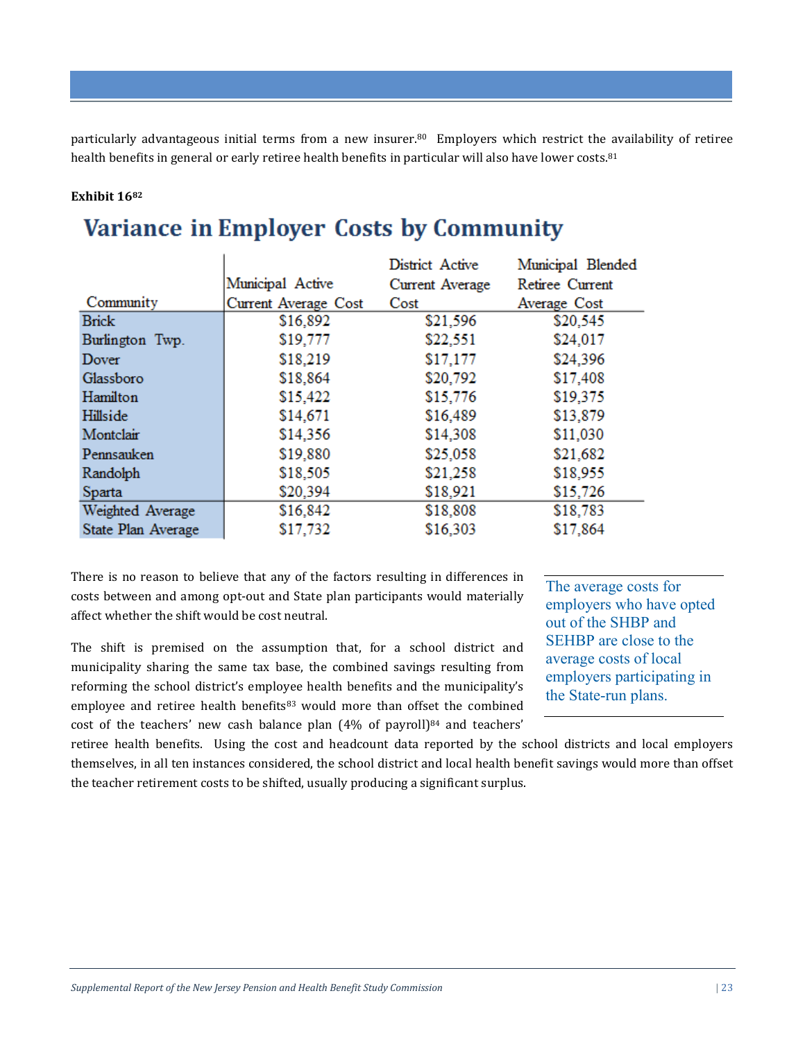particularly advantageous initial terms from a new insurer.[80] Employers which restrict the availability of retiree health benefits in general or early retiree health benefits in particular will also have lower costs.[81]

**Exhibit 16**[82]

## Variance in Employer Costs by Community

| Community | Municipal Active Current Average Cost | District Active Current Average Cost | Municipal Blended Retiree Current Average Cost |
|---|---|---|---|
| Brick | $16,892 | $21,596 | $20,545 |
| Burlington Twp. | $19,777 | $22,551 | $24,017 |
| Dover | $18,219 | $17,177 | $24,396 |
| Glassboro | $18,864 | $20,792 | $17,408 |
| Hamilton | $15,422 | $15,776 | $19,375 |
| Hillside | $14,671 | $16,489 | $13,879 |
| Montclair | $14,356 | $14,308 | $11,030 |
| Pennsauken | $19,880 | $25,058 | $21,682 |
| Randolph | $18,505 | $21,258 | $18,955 |
| Sparta | $20,394 | $18,921 | $15,726 |
| Weighted Average | $16,842 | $18,808 | $18,783 |
| State Plan Average | $17,732 | $16,303 | $17,864 |

There is no reason to believe that any of the factors resulting in differences in costs between and among opt-out and State plan participants would materially affect whether the shift would be cost neutral.

> The average costs for employers who have opted out of the SHBP and SEHBP are close to the average costs of local employers participating in the State-run plans.

The shift is premised on the assumption that, for a school district and municipality sharing the same tax base, the combined savings resulting from reforming the school district's employee health benefits and the municipality's employee and retiree health benefits[83] would more than offset the combined cost of the teachers' new cash balance plan (4% of payroll)[84] and teachers' retiree health benefits. Using the cost and headcount data reported by the school districts and local employers themselves, in all ten instances considered, the school district and local health benefit savings would more than offset the teacher retirement costs to be shifted, usually producing a significant surplus.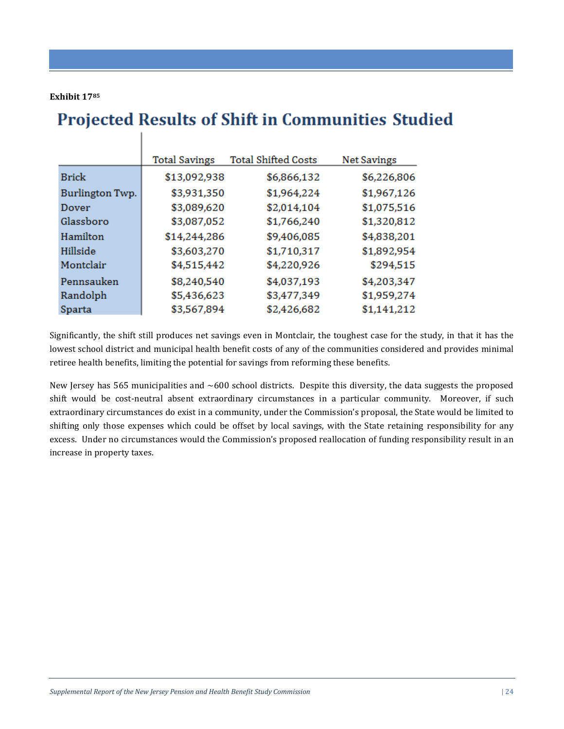**Exhibit 17**[85]

## Projected Results of Shift in Communities Studied

| | Total Savings | Total Shifted Costs | Net Savings |
|---|---|---|---|
| Brick | $13,092,938 | $6,866,132 | $6,226,806 |
| Burlington Twp. | $3,931,350 | $1,964,224 | $1,967,126 |
| Dover | $3,089,620 | $2,014,104 | $1,075,516 |
| Glassboro | $3,087,052 | $1,766,240 | $1,320,812 |
| Hamilton | $14,244,286 | $9,406,085 | $4,838,201 |
| Hillside | $3,603,270 | $1,710,317 | $1,892,954 |
| Montclair | $4,515,442 | $4,220,926 | $294,515 |
| Pennsauken | $8,240,540 | $4,037,193 | $4,203,347 |
| Randolph | $5,436,623 | $3,477,349 | $1,959,274 |
| Sparta | $3,567,894 | $2,426,682 | $1,141,212 |

Significantly, the shift still produces net savings even in Montclair, the toughest case for the study, in that it has the lowest school district and municipal health benefit costs of any of the communities considered and provides minimal retiree health benefits, limiting the potential for savings from reforming these benefits.

New Jersey has 565 municipalities and ~600 school districts. Despite this diversity, the data suggests the proposed shift would be cost-neutral absent extraordinary circumstances in a particular community. Moreover, if such extraordinary circumstances do exist in a community, under the Commission's proposal, the State would be limited to shifting only those expenses which could be offset by local savings, with the State retaining responsibility for any excess. Under no circumstances would the Commission's proposed reallocation of funding responsibility result in an increase in property taxes.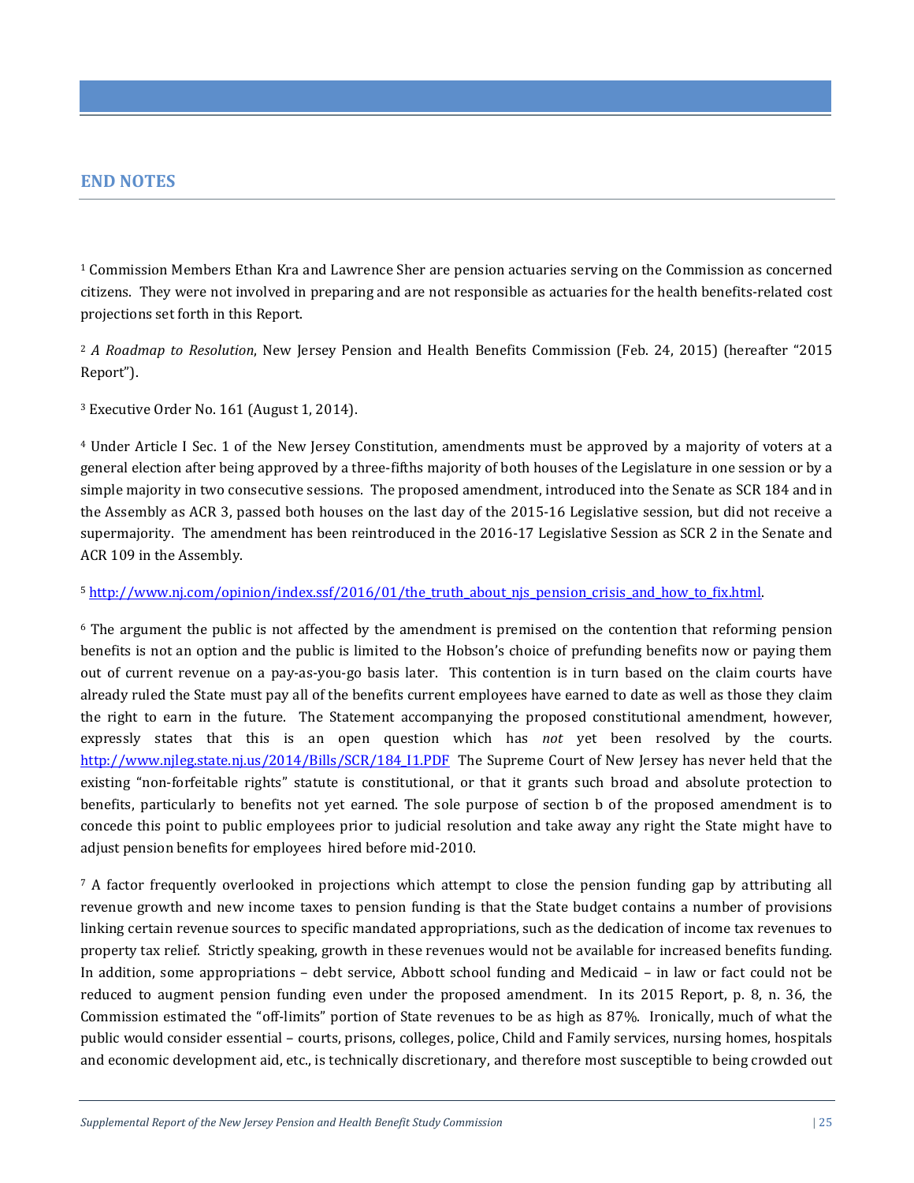## END NOTES

[1] Commission Members Ethan Kra and Lawrence Sher are pension actuaries serving on the Commission as concerned citizens. They were not involved in preparing and are not responsible as actuaries for the health benefits-related cost projections set forth in this Report.

[2] *A Roadmap to Resolution*, New Jersey Pension and Health Benefits Commission (Feb. 24, 2015) (hereafter "2015 Report").

[3] Executive Order No. 161 (August 1, 2014).

[4] Under Article I Sec. 1 of the New Jersey Constitution, amendments must be approved by a majority of voters at a general election after being approved by a three-fifths majority of both houses of the Legislature in one session or by a simple majority in two consecutive sessions. The proposed amendment, introduced into the Senate as SCR 184 and in the Assembly as ACR 3, passed both houses on the last day of the 2015-16 Legislative session, but did not receive a supermajority. The amendment has been reintroduced in the 2016-17 Legislative Session as SCR 2 in the Senate and ACR 109 in the Assembly.

[5] [http://www.nj.com/opinion/index.ssf/2016/01/the_truth_about_njs_pension_crisis_and_how_to_fix.html](http://www.nj.com/opinion/index.ssf/2016/01/the_truth_about_njs_pension_crisis_and_how_to_fix.html).

[6] The argument the public is not affected by the amendment is premised on the contention that reforming pension benefits is not an option and the public is limited to the Hobson's choice of prefunding benefits now or paying them out of current revenue on a pay-as-you-go basis later. This contention is in turn based on the claim courts have already ruled the State must pay all of the benefits current employees have earned to date as well as those they claim the right to earn in the future. The Statement accompanying the proposed constitutional amendment, however, expressly states that this is an open question which has *not* yet been resolved by the courts. [http://www.njleg.state.nj.us/2014/Bills/SCR/184_I1.PDF](http://www.njleg.state.nj.us/2014/Bills/SCR/184_I1.PDF) The Supreme Court of New Jersey has never held that the existing "non-forfeitable rights" statute is constitutional, or that it grants such broad and absolute protection to benefits, particularly to benefits not yet earned. The sole purpose of section b of the proposed amendment is to concede this point to public employees prior to judicial resolution and take away any right the State might have to adjust pension benefits for employees hired before mid-2010.

[7] A factor frequently overlooked in projections which attempt to close the pension funding gap by attributing all revenue growth and new income taxes to pension funding is that the State budget contains a number of provisions linking certain revenue sources to specific mandated appropriations, such as the dedication of income tax revenues to property tax relief. Strictly speaking, growth in these revenues would not be available for increased benefits funding. In addition, some appropriations – debt service, Abbott school funding and Medicaid – in law or fact could not be reduced to augment pension funding even under the proposed amendment. In its 2015 Report, p. 8, n. 36, the Commission estimated the "off-limits" portion of State revenues to be as high as 87%. Ironically, much of what the public would consider essential – courts, prisons, colleges, police, Child and Family services, nursing homes, hospitals and economic development aid, etc., is technically discretionary, and therefore most susceptible to being crowded out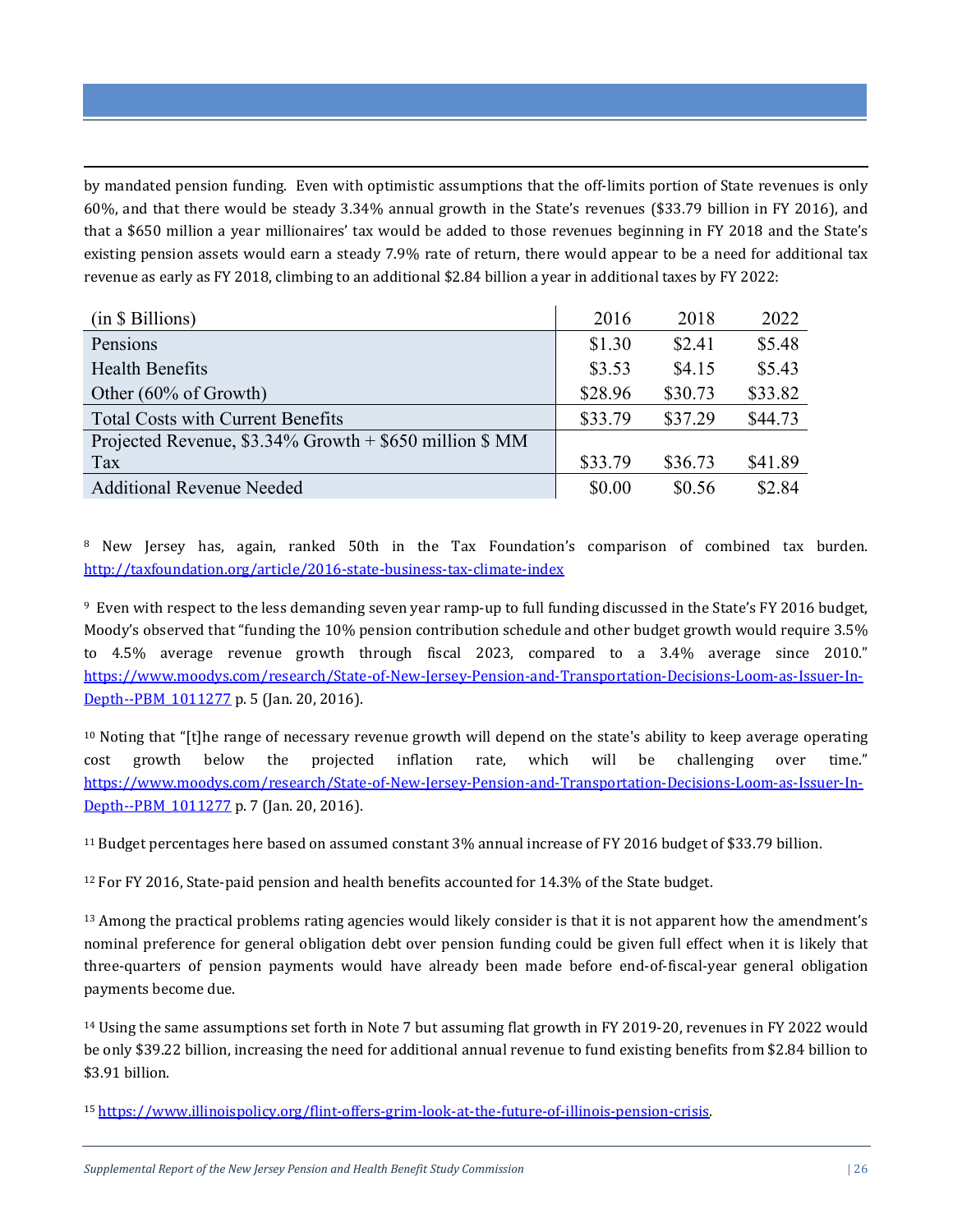by mandated pension funding. Even with optimistic assumptions that the off-limits portion of State revenues is only 60%, and that there would be steady 3.34% annual growth in the State's revenues ($33.79 billion in FY 2016), and that a $650 million a year millionaires' tax would be added to those revenues beginning in FY 2018 and the State's existing pension assets would earn a steady 7.9% rate of return, there would appear to be a need for additional tax revenue as early as FY 2018, climbing to an additional $2.84 billion a year in additional taxes by FY 2022:

| (in $ Billions) | 2016 | 2018 | 2022 |
|---|---|---|---|
| Pensions | $1.30 | $2.41 | $5.48 |
| Health Benefits | $3.53 | $4.15 | $5.43 |
| Other (60% of Growth) | $28.96 | $30.73 | $33.82 |
| Total Costs with Current Benefits | $33.79 | $37.29 | $44.73 |
| Projected Revenue, $3.34% Growth + $650 million $ MM Tax | $33.79 | $36.73 | $41.89 |
| Additional Revenue Needed | $0.00 | $0.56 | $2.84 |

[8] New Jersey has, again, ranked 50th in the Tax Foundation's comparison of combined tax burden. http://taxfoundation.org/article/2016-state-business-tax-climate-index

[9] Even with respect to the less demanding seven year ramp-up to full funding discussed in the State's FY 2016 budget, Moody's observed that "funding the 10% pension contribution schedule and other budget growth would require 3.5% to 4.5% average revenue growth through fiscal 2023, compared to a 3.4% average since 2010." https://www.moodys.com/research/State-of-New-Jersey-Pension-and-Transportation-Decisions-Loom-as-Issuer-In-Depth--PBM_1011277 p. 5 (Jan. 20, 2016).

[10] Noting that "[t]he range of necessary revenue growth will depend on the state's ability to keep average operating cost growth below the projected inflation rate, which will be challenging over time." https://www.moodys.com/research/State-of-New-Jersey-Pension-and-Transportation-Decisions-Loom-as-Issuer-In-Depth--PBM_1011277 p. 7 (Jan. 20, 2016).

[11] Budget percentages here based on assumed constant 3% annual increase of FY 2016 budget of $33.79 billion.

[12] For FY 2016, State-paid pension and health benefits accounted for 14.3% of the State budget.

[13] Among the practical problems rating agencies would likely consider is that it is not apparent how the amendment's nominal preference for general obligation debt over pension funding could be given full effect when it is likely that three-quarters of pension payments would have already been made before end-of-fiscal-year general obligation payments become due.

[14] Using the same assumptions set forth in Note 7 but assuming flat growth in FY 2019-20, revenues in FY 2022 would be only $39.22 billion, increasing the need for additional annual revenue to fund existing benefits from $2.84 billion to $3.91 billion.

[15] https://www.illinoispolicy.org/flint-offers-grim-look-at-the-future-of-illinois-pension-crisis.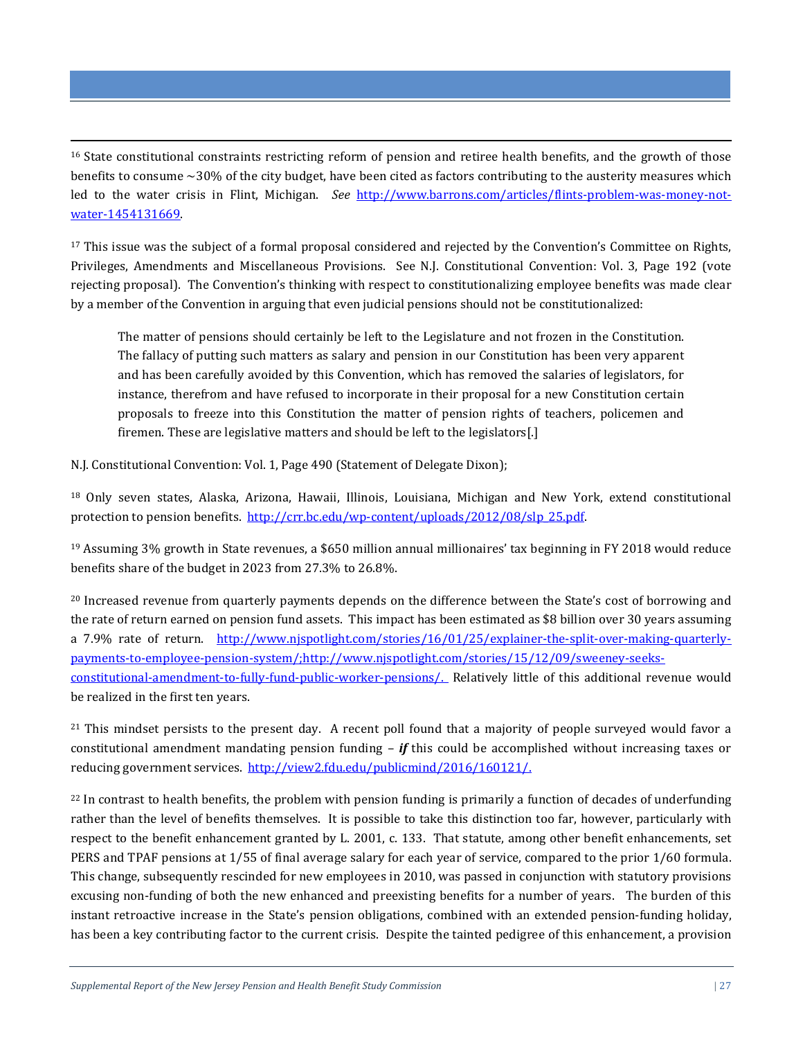[16] State constitutional constraints restricting reform of pension and retiree health benefits, and the growth of those benefits to consume ~30% of the city budget, have been cited as factors contributing to the austerity measures which led to the water crisis in Flint, Michigan. *See* http://www.barrons.com/articles/flints-problem-was-money-not-water-1454131669.

[17] This issue was the subject of a formal proposal considered and rejected by the Convention's Committee on Rights, Privileges, Amendments and Miscellaneous Provisions. See N.J. Constitutional Convention: Vol. 3, Page 192 (vote rejecting proposal). The Convention's thinking with respect to constitutionalizing employee benefits was made clear by a member of the Convention in arguing that even judicial pensions should not be constitutionalized:

> The matter of pensions should certainly be left to the Legislature and not frozen in the Constitution. The fallacy of putting such matters as salary and pension in our Constitution has been very apparent and has been carefully avoided by this Convention, which has removed the salaries of legislators, for instance, therefrom and have refused to incorporate in their proposal for a new Constitution certain proposals to freeze into this Constitution the matter of pension rights of teachers, policemen and firemen. These are legislative matters and should be left to the legislators[.]

N.J. Constitutional Convention: Vol. 1, Page 490 (Statement of Delegate Dixon);

[18] Only seven states, Alaska, Arizona, Hawaii, Illinois, Louisiana, Michigan and New York, extend constitutional protection to pension benefits. http://crr.bc.edu/wp-content/uploads/2012/08/slp_25.pdf.

[19] Assuming 3% growth in State revenues, a $650 million annual millionaires' tax beginning in FY 2018 would reduce benefits share of the budget in 2023 from 27.3% to 26.8%.

[20] Increased revenue from quarterly payments depends on the difference between the State's cost of borrowing and the rate of return earned on pension fund assets. This impact has been estimated as $8 billion over 30 years assuming a 7.9% rate of return. http://www.njspotlight.com/stories/16/01/25/explainer-the-split-over-making-quarterly-payments-to-employee-pension-system/;http://www.njspotlight.com/stories/15/12/09/sweeney-seeks-constitutional-amendment-to-fully-fund-public-worker-pensions/. Relatively little of this additional revenue would be realized in the first ten years.

[21] This mindset persists to the present day. A recent poll found that a majority of people surveyed would favor a constitutional amendment mandating pension funding – ***if*** this could be accomplished without increasing taxes or reducing government services. http://view2.fdu.edu/publicmind/2016/160121/.

[22] In contrast to health benefits, the problem with pension funding is primarily a function of decades of underfunding rather than the level of benefits themselves. It is possible to take this distinction too far, however, particularly with respect to the benefit enhancement granted by L. 2001, c. 133. That statute, among other benefit enhancements, set PERS and TPAF pensions at 1/55 of final average salary for each year of service, compared to the prior 1/60 formula. This change, subsequently rescinded for new employees in 2010, was passed in conjunction with statutory provisions excusing non-funding of both the new enhanced and preexisting benefits for a number of years. The burden of this instant retroactive increase in the State's pension obligations, combined with an extended pension-funding holiday, has been a key contributing factor to the current crisis. Despite the tainted pedigree of this enhancement, a provision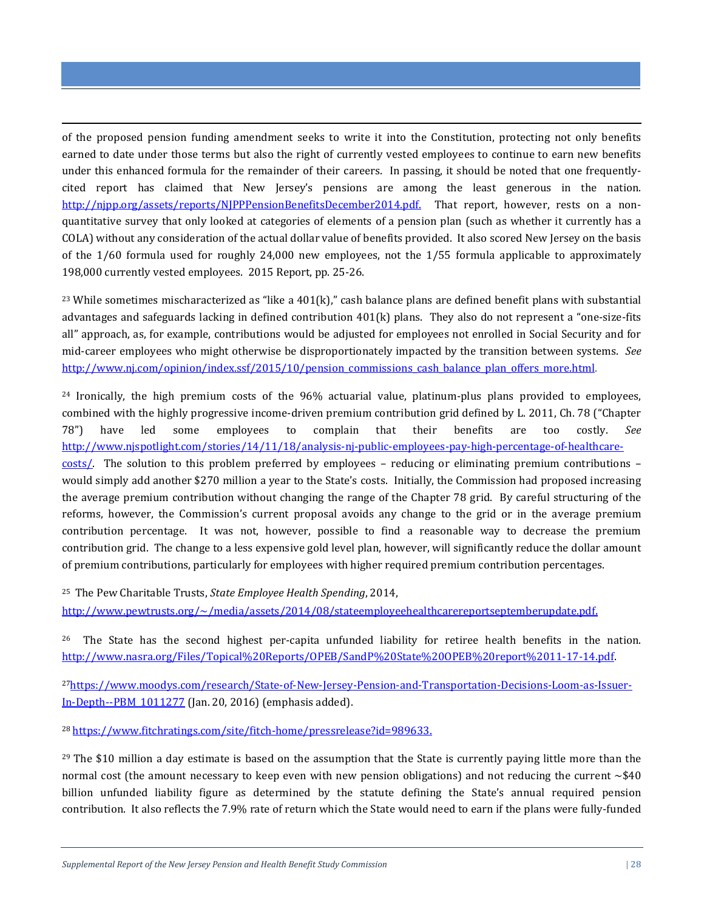of the proposed pension funding amendment seeks to write it into the Constitution, protecting not only benefits earned to date under those terms but also the right of currently vested employees to continue to earn new benefits under this enhanced formula for the remainder of their careers. In passing, it should be noted that one frequently-cited report has claimed that New Jersey's pensions are among the least generous in the nation. http://njpp.org/assets/reports/NJPPPensionBenefitsDecember2014.pdf. That report, however, rests on a non-quantitative survey that only looked at categories of elements of a pension plan (such as whether it currently has a COLA) without any consideration of the actual dollar value of benefits provided. It also scored New Jersey on the basis of the 1/60 formula used for roughly 24,000 new employees, not the 1/55 formula applicable to approximately 198,000 currently vested employees. 2015 Report, pp. 25-26.

[23] While sometimes mischaracterized as "like a 401(k)," cash balance plans are defined benefit plans with substantial advantages and safeguards lacking in defined contribution 401(k) plans. They also do not represent a "one-size-fits all" approach, as, for example, contributions would be adjusted for employees not enrolled in Social Security and for mid-career employees who might otherwise be disproportionately impacted by the transition between systems. *See* http://www.nj.com/opinion/index.ssf/2015/10/pension_commissions_cash_balance_plan_offers_more.html.

[24] Ironically, the high premium costs of the 96% actuarial value, platinum-plus plans provided to employees, combined with the highly progressive income-driven premium contribution grid defined by L. 2011, Ch. 78 ("Chapter 78") have led some employees to complain that their benefits are too costly. *See* http://www.njspotlight.com/stories/14/11/18/analysis-nj-public-employees-pay-high-percentage-of-healthcare-costs/. The solution to this problem preferred by employees – reducing or eliminating premium contributions – would simply add another $270 million a year to the State's costs. Initially, the Commission had proposed increasing the average premium contribution without changing the range of the Chapter 78 grid. By careful structuring of the reforms, however, the Commission's current proposal avoids any change to the grid or in the average premium contribution percentage. It was not, however, possible to find a reasonable way to decrease the premium contribution grid. The change to a less expensive gold level plan, however, will significantly reduce the dollar amount of premium contributions, particularly for employees with higher required premium contribution percentages.

[25] The Pew Charitable Trusts, *State Employee Health Spending*, 2014, http://www.pewtrusts.org/~/media/assets/2014/08/stateemployeehealthcarereportseptemberupdate.pdf.

[26] The State has the second highest per-capita unfunded liability for retiree health benefits in the nation. http://www.nasra.org/Files/Topical%20Reports/OPEB/SandP%20State%20OPEB%20report%2011-17-14.pdf.

[27] https://www.moodys.com/research/State-of-New-Jersey-Pension-and-Transportation-Decisions-Loom-as-Issuer-In-Depth--PBM_1011277 (Jan. 20, 2016) (emphasis added).

[28] https://www.fitchratings.com/site/fitch-home/pressrelease?id=989633.

[29] The $10 million a day estimate is based on the assumption that the State is currently paying little more than the normal cost (the amount necessary to keep even with new pension obligations) and not reducing the current ~$40 billion unfunded liability figure as determined by the statute defining the State's annual required pension contribution. It also reflects the 7.9% rate of return which the State would need to earn if the plans were fully-funded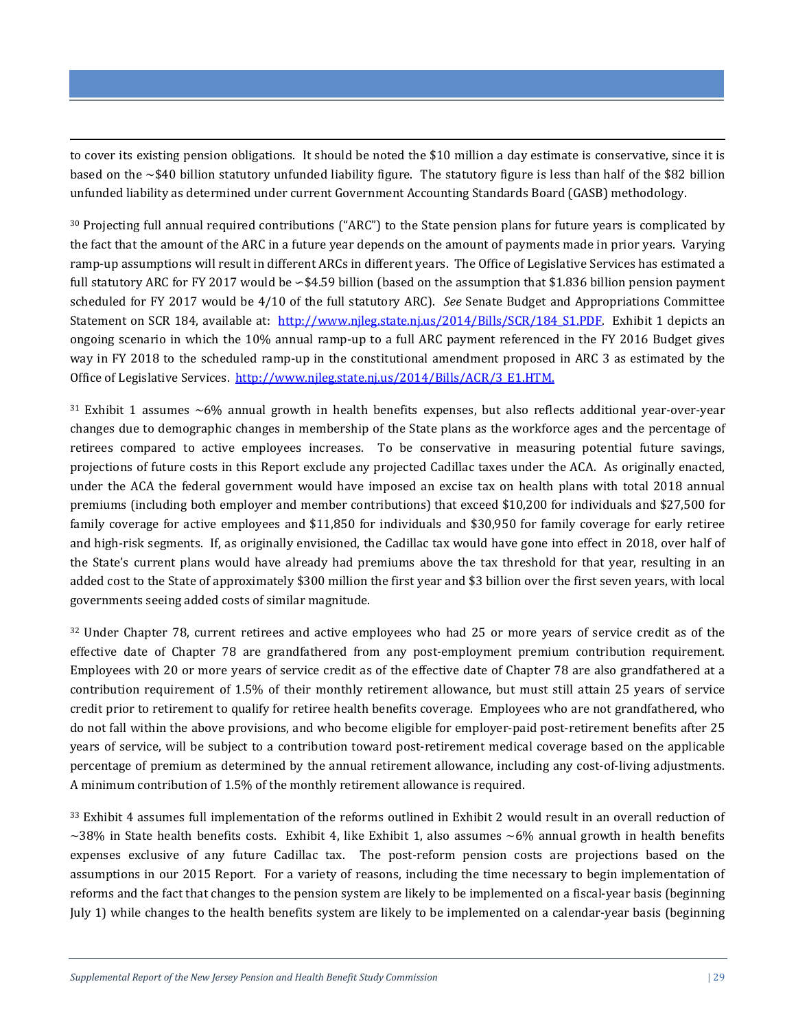to cover its existing pension obligations. It should be noted the $10 million a day estimate is conservative, since it is based on the ~$40 billion statutory unfunded liability figure. The statutory figure is less than half of the $82 billion unfunded liability as determined under current Government Accounting Standards Board (GASB) methodology.

[30] Projecting full annual required contributions ("ARC") to the State pension plans for future years is complicated by the fact that the amount of the ARC in a future year depends on the amount of payments made in prior years. Varying ramp-up assumptions will result in different ARCs in different years. The Office of Legislative Services has estimated a full statutory ARC for FY 2017 would be ~$4.59 billion (based on the assumption that $1.836 billion pension payment scheduled for FY 2017 would be 4/10 of the full statutory ARC). *See* Senate Budget and Appropriations Committee Statement on SCR 184, available at: [http://www.njleg.state.nj.us/2014/Bills/SCR/184_S1.PDF](http://www.njleg.state.nj.us/2014/Bills/SCR/184_S1.PDF). Exhibit 1 depicts an ongoing scenario in which the 10% annual ramp-up to a full ARC payment referenced in the FY 2016 Budget gives way in FY 2018 to the scheduled ramp-up in the constitutional amendment proposed in ARC 3 as estimated by the Office of Legislative Services. [http://www.njleg.state.nj.us/2014/Bills/ACR/3_E1.HTM.](http://www.njleg.state.nj.us/2014/Bills/ACR/3_E1.HTM)

[31] Exhibit 1 assumes ~6% annual growth in health benefits expenses, but also reflects additional year-over-year changes due to demographic changes in membership of the State plans as the workforce ages and the percentage of retirees compared to active employees increases. To be conservative in measuring potential future savings, projections of future costs in this Report exclude any projected Cadillac taxes under the ACA. As originally enacted, under the ACA the federal government would have imposed an excise tax on health plans with total 2018 annual premiums (including both employer and member contributions) that exceed $10,200 for individuals and $27,500 for family coverage for active employees and $11,850 for individuals and $30,950 for family coverage for early retiree and high-risk segments. If, as originally envisioned, the Cadillac tax would have gone into effect in 2018, over half of the State's current plans would have already had premiums above the tax threshold for that year, resulting in an added cost to the State of approximately $300 million the first year and $3 billion over the first seven years, with local governments seeing added costs of similar magnitude.

[32] Under Chapter 78, current retirees and active employees who had 25 or more years of service credit as of the effective date of Chapter 78 are grandfathered from any post-employment premium contribution requirement. Employees with 20 or more years of service credit as of the effective date of Chapter 78 are also grandfathered at a contribution requirement of 1.5% of their monthly retirement allowance, but must still attain 25 years of service credit prior to retirement to qualify for retiree health benefits coverage. Employees who are not grandfathered, who do not fall within the above provisions, and who become eligible for employer-paid post-retirement benefits after 25 years of service, will be subject to a contribution toward post-retirement medical coverage based on the applicable percentage of premium as determined by the annual retirement allowance, including any cost-of-living adjustments. A minimum contribution of 1.5% of the monthly retirement allowance is required.

[33] Exhibit 4 assumes full implementation of the reforms outlined in Exhibit 2 would result in an overall reduction of ~38% in State health benefits costs. Exhibit 4, like Exhibit 1, also assumes ~6% annual growth in health benefits expenses exclusive of any future Cadillac tax. The post-reform pension costs are projections based on the assumptions in our 2015 Report. For a variety of reasons, including the time necessary to begin implementation of reforms and the fact that changes to the pension system are likely to be implemented on a fiscal-year basis (beginning July 1) while changes to the health benefits system are likely to be implemented on a calendar-year basis (beginning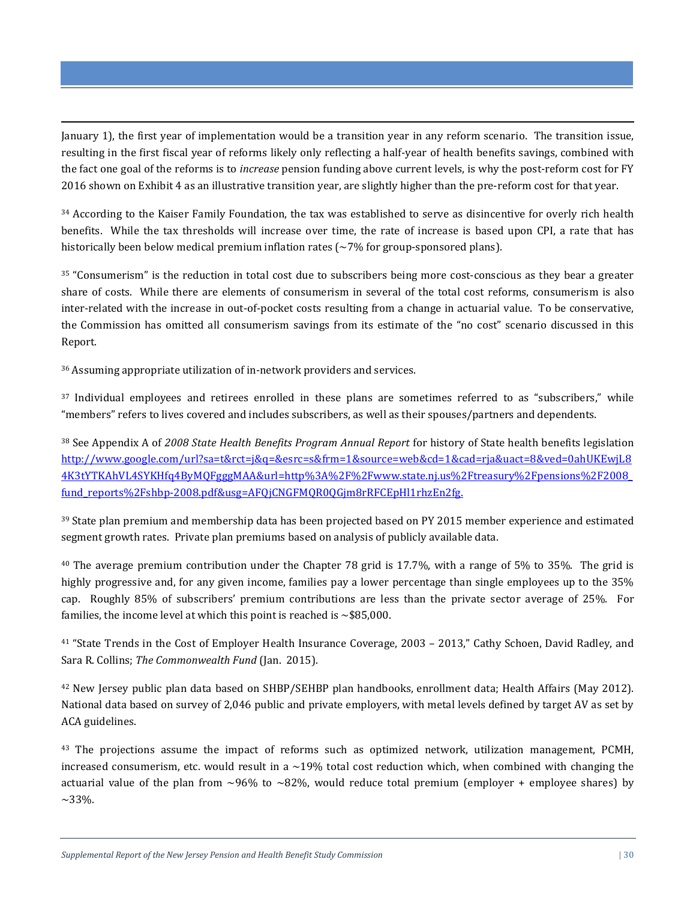January 1), the first year of implementation would be a transition year in any reform scenario. The transition issue, resulting in the first fiscal year of reforms likely only reflecting a half-year of health benefits savings, combined with the fact one goal of the reforms is to *increase* pension funding above current levels, is why the post-reform cost for FY 2016 shown on Exhibit 4 as an illustrative transition year, are slightly higher than the pre-reform cost for that year.

[34] According to the Kaiser Family Foundation, the tax was established to serve as disincentive for overly rich health benefits. While the tax thresholds will increase over time, the rate of increase is based upon CPI, a rate that has historically been below medical premium inflation rates (~7% for group-sponsored plans).

[35] "Consumerism" is the reduction in total cost due to subscribers being more cost-conscious as they bear a greater share of costs. While there are elements of consumerism in several of the total cost reforms, consumerism is also inter-related with the increase in out-of-pocket costs resulting from a change in actuarial value. To be conservative, the Commission has omitted all consumerism savings from its estimate of the "no cost" scenario discussed in this Report.

[36] Assuming appropriate utilization of in-network providers and services.

[37] Individual employees and retirees enrolled in these plans are sometimes referred to as "subscribers," while "members" refers to lives covered and includes subscribers, as well as their spouses/partners and dependents.

[38] See Appendix A of *2008 State Health Benefits Program Annual Report* for history of State health benefits legislation http://www.google.com/url?sa=t&rct=j&q=&esrc=s&frm=1&source=web&cd=1&cad=rja&uact=8&ved=0ahUKEwjL84K3tYTKAhVL4SYKHfq4ByMQFgggMAA&url=http%3A%2F%2Fwww.state.nj.us%2Ftreasury%2Fpensions%2F2008_fund_reports%2Fshbp-2008.pdf&usg=AFQjCNGFMQR0QGjm8rRFCEpHl1rhzEn2fg.

[39] State plan premium and membership data has been projected based on PY 2015 member experience and estimated segment growth rates. Private plan premiums based on analysis of publicly available data.

[40] The average premium contribution under the Chapter 78 grid is 17.7%, with a range of 5% to 35%. The grid is highly progressive and, for any given income, families pay a lower percentage than single employees up to the 35% cap. Roughly 85% of subscribers' premium contributions are less than the private sector average of 25%. For families, the income level at which this point is reached is ~$85,000.

[41] "State Trends in the Cost of Employer Health Insurance Coverage, 2003 – 2013," Cathy Schoen, David Radley, and Sara R. Collins; *The Commonwealth Fund* (Jan. 2015).

[42] New Jersey public plan data based on SHBP/SEHBP plan handbooks, enrollment data; Health Affairs (May 2012). National data based on survey of 2,046 public and private employers, with metal levels defined by target AV as set by ACA guidelines.

[43] The projections assume the impact of reforms such as optimized network, utilization management, PCMH, increased consumerism, etc. would result in a ~19% total cost reduction which, when combined with changing the actuarial value of the plan from ~96% to ~82%, would reduce total premium (employer + employee shares) by ~33%.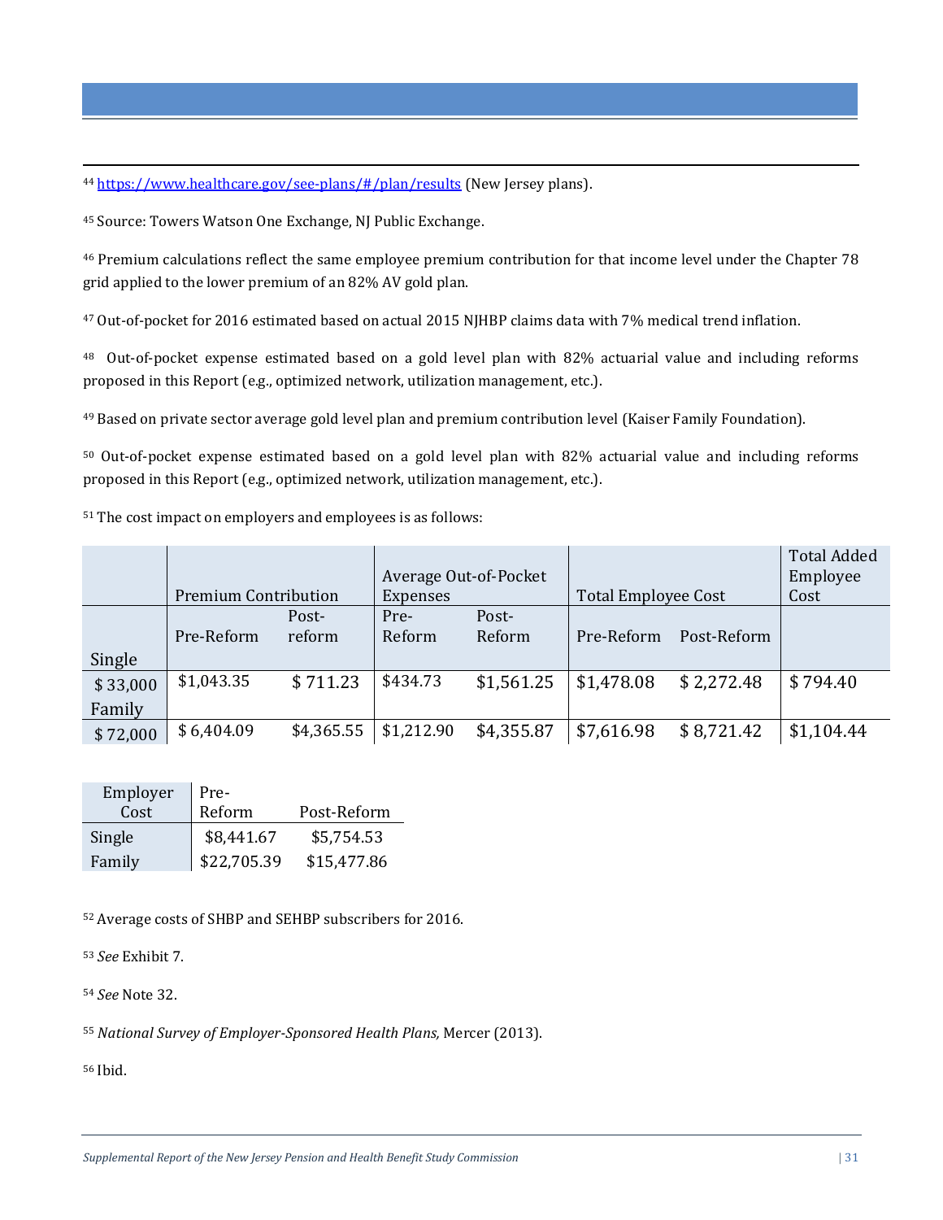[44] https://www.healthcare.gov/see-plans/#/plan/results (New Jersey plans).

[45] Source: Towers Watson One Exchange, NJ Public Exchange.

[46] Premium calculations reflect the same employee premium contribution for that income level under the Chapter 78 grid applied to the lower premium of an 82% AV gold plan.

[47] Out-of-pocket for 2016 estimated based on actual 2015 NJHBP claims data with 7% medical trend inflation.

[48] Out-of-pocket expense estimated based on a gold level plan with 82% actuarial value and including reforms proposed in this Report (e.g., optimized network, utilization management, etc.).

[49] Based on private sector average gold level plan and premium contribution level (Kaiser Family Foundation).

[50] Out-of-pocket expense estimated based on a gold level plan with 82% actuarial value and including reforms proposed in this Report (e.g., optimized network, utilization management, etc.).

[51] The cost impact on employers and employees is as follows:

| | Premium Contribution | | Average Out-of-Pocket Expenses | | Total Employee Cost | | Total Added Employee Cost |
|---|---|---|---|---|---|---|---|
| Single | Pre-Reform | Post-reform | Pre-Reform | Post-Reform | Pre-Reform | Post-Reform | |
| $ 33,000 | $1,043.35 | $ 711.23 | $434.73 | $1,561.25 | $1,478.08 | $ 2,272.48 | $ 794.40 |
| Family $ 72,000 | $ 6,404.09 | $4,365.55 | $1,212.90 | $4,355.87 | $7,616.98 | $ 8,721.42 | $1,104.44 |

| Employer Cost | Pre-Reform | Post-Reform |
|---|---|---|
| Single | $8,441.67 | $5,754.53 |
| Family | $22,705.39 | $15,477.86 |

[52] Average costs of SHBP and SEHBP subscribers for 2016.

[53] *See* Exhibit 7.

[54] *See* Note 32.

[55] *National Survey of Employer-Sponsored Health Plans,* Mercer (2013).

[56] Ibid.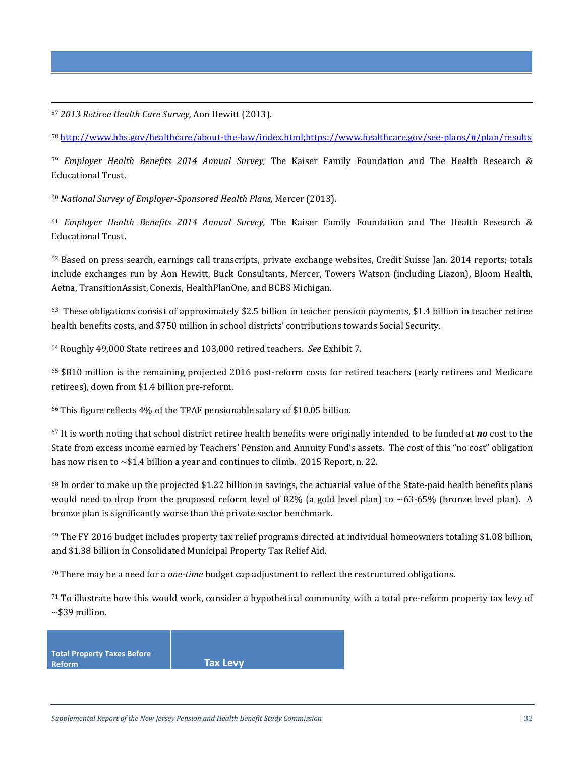[57] *2013 Retiree Health Care Survey,* Aon Hewitt (2013).

[58] http://www.hhs.gov/healthcare/about-the-law/index.html;https://www.healthcare.gov/see-plans/#/plan/results

[59] *Employer Health Benefits 2014 Annual Survey,* The Kaiser Family Foundation and The Health Research & Educational Trust.

[60] *National Survey of Employer-Sponsored Health Plans,* Mercer (2013).

[61] *Employer Health Benefits 2014 Annual Survey,* The Kaiser Family Foundation and The Health Research & Educational Trust.

[62] Based on press search, earnings call transcripts, private exchange websites, Credit Suisse Jan. 2014 reports; totals include exchanges run by Aon Hewitt, Buck Consultants, Mercer, Towers Watson (including Liazon), Bloom Health, Aetna, TransitionAssist, Conexis, HealthPlanOne, and BCBS Michigan.

[63] These obligations consist of approximately $2.5 billion in teacher pension payments, $1.4 billion in teacher retiree health benefits costs, and $750 million in school districts' contributions towards Social Security.

[64] Roughly 49,000 State retirees and 103,000 retired teachers. *See* Exhibit 7.

[65] $810 million is the remaining projected 2016 post-reform costs for retired teachers (early retirees and Medicare retirees), down from $1.4 billion pre-reform.

[66] This figure reflects 4% of the TPAF pensionable salary of $10.05 billion.

[67] It is worth noting that school district retiree health benefits were originally intended to be funded at ***no*** cost to the State from excess income earned by Teachers' Pension and Annuity Fund's assets. The cost of this "no cost" obligation has now risen to ~$1.4 billion a year and continues to climb. 2015 Report, n. 22.

[68] In order to make up the projected $1.22 billion in savings, the actuarial value of the State-paid health benefits plans would need to drop from the proposed reform level of 82% (a gold level plan) to ~63-65% (bronze level plan). A bronze plan is significantly worse than the private sector benchmark.

[69] The FY 2016 budget includes property tax relief programs directed at individual homeowners totaling $1.08 billion, and $1.38 billion in Consolidated Municipal Property Tax Relief Aid.

[70] There may be a need for a *one-time* budget cap adjustment to reflect the restructured obligations.

[71] To illustrate how this would work, consider a hypothetical community with a total pre-reform property tax levy of ~$39 million.

| Total Property Taxes Before Reform | Tax Levy |
|---|---|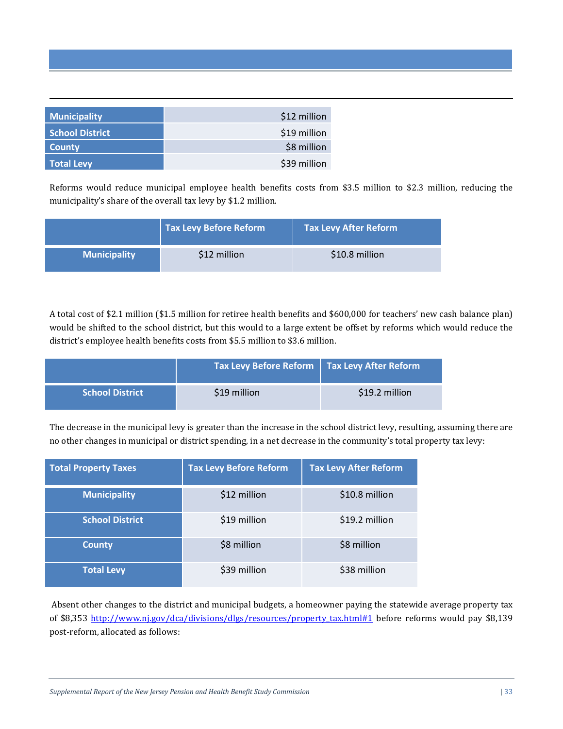| Municipality | $12 million |
|---|---|
| School District | $19 million |
| County | $8 million |
| Total Levy | $39 million |

Reforms would reduce municipal employee health benefits costs from $3.5 million to $2.3 million, reducing the municipality's share of the overall tax levy by $1.2 million.

| | Tax Levy Before Reform | Tax Levy After Reform |
|---|---|---|
| Municipality | $12 million | $10.8 million |

A total cost of $2.1 million ($1.5 million for retiree health benefits and $600,000 for teachers' new cash balance plan) would be shifted to the school district, but this would to a large extent be offset by reforms which would reduce the district's employee health benefits costs from $5.5 million to $3.6 million.

| | Tax Levy Before Reform | Tax Levy After Reform |
|---|---|---|
| School District | $19 million | $19.2 million |

The decrease in the municipal levy is greater than the increase in the school district levy, resulting, assuming there are no other changes in municipal or district spending, in a net decrease in the community's total property tax levy:

| Total Property Taxes | Tax Levy Before Reform | Tax Levy After Reform |
|---|---|---|
| Municipality | $12 million | $10.8 million |
| School District | $19 million | $19.2 million |
| County | $8 million | $8 million |
| Total Levy | $39 million | $38 million |

Absent other changes to the district and municipal budgets, a homeowner paying the statewide average property tax of $8,353 http://www.nj.gov/dca/divisions/dlgs/resources/property_tax.html#1 before reforms would pay $8,139 post-reform, allocated as follows: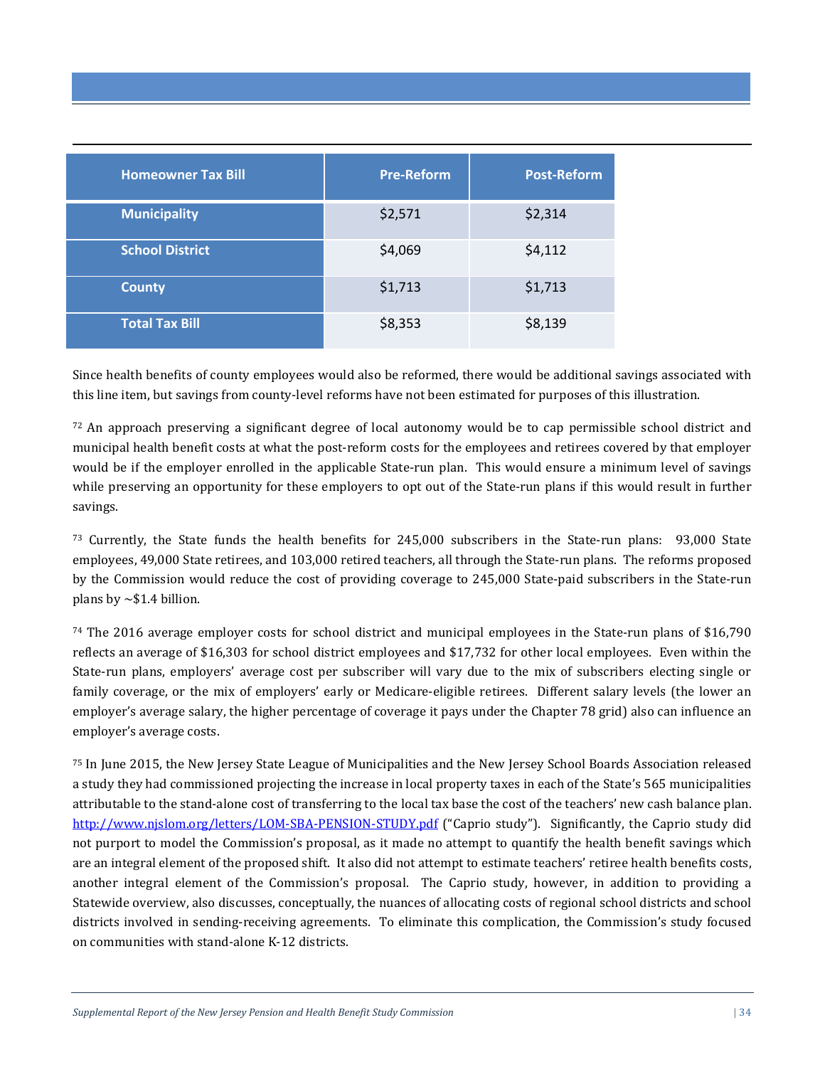| Homeowner Tax Bill | Pre-Reform | Post-Reform |
|---|---|---|
| Municipality | $2,571 | $2,314 |
| School District | $4,069 | $4,112 |
| County | $1,713 | $1,713 |
| Total Tax Bill | $8,353 | $8,139 |

Since health benefits of county employees would also be reformed, there would be additional savings associated with this line item, but savings from county-level reforms have not been estimated for purposes of this illustration.

[72] An approach preserving a significant degree of local autonomy would be to cap permissible school district and municipal health benefit costs at what the post-reform costs for the employees and retirees covered by that employer would be if the employer enrolled in the applicable State-run plan. This would ensure a minimum level of savings while preserving an opportunity for these employers to opt out of the State-run plans if this would result in further savings.

[73] Currently, the State funds the health benefits for 245,000 subscribers in the State-run plans: 93,000 State employees, 49,000 State retirees, and 103,000 retired teachers, all through the State-run plans. The reforms proposed by the Commission would reduce the cost of providing coverage to 245,000 State-paid subscribers in the State-run plans by ~$1.4 billion.

[74] The 2016 average employer costs for school district and municipal employees in the State-run plans of $16,790 reflects an average of $16,303 for school district employees and $17,732 for other local employees. Even within the State-run plans, employers' average cost per subscriber will vary due to the mix of subscribers electing single or family coverage, or the mix of employers' early or Medicare-eligible retirees. Different salary levels (the lower an employer's average salary, the higher percentage of coverage it pays under the Chapter 78 grid) also can influence an employer's average costs.

[75] In June 2015, the New Jersey State League of Municipalities and the New Jersey School Boards Association released a study they had commissioned projecting the increase in local property taxes in each of the State's 565 municipalities attributable to the stand-alone cost of transferring to the local tax base the cost of the teachers' new cash balance plan. [http://www.njslom.org/letters/LOM-SBA-PENSION-STUDY.pdf](http://www.njslom.org/letters/LOM-SBA-PENSION-STUDY.pdf) ("Caprio study"). Significantly, the Caprio study did not purport to model the Commission's proposal, as it made no attempt to quantify the health benefit savings which are an integral element of the proposed shift. It also did not attempt to estimate teachers' retiree health benefits costs, another integral element of the Commission's proposal. The Caprio study, however, in addition to providing a Statewide overview, also discusses, conceptually, the nuances of allocating costs of regional school districts and school districts involved in sending-receiving agreements. To eliminate this complication, the Commission's study focused on communities with stand-alone K-12 districts.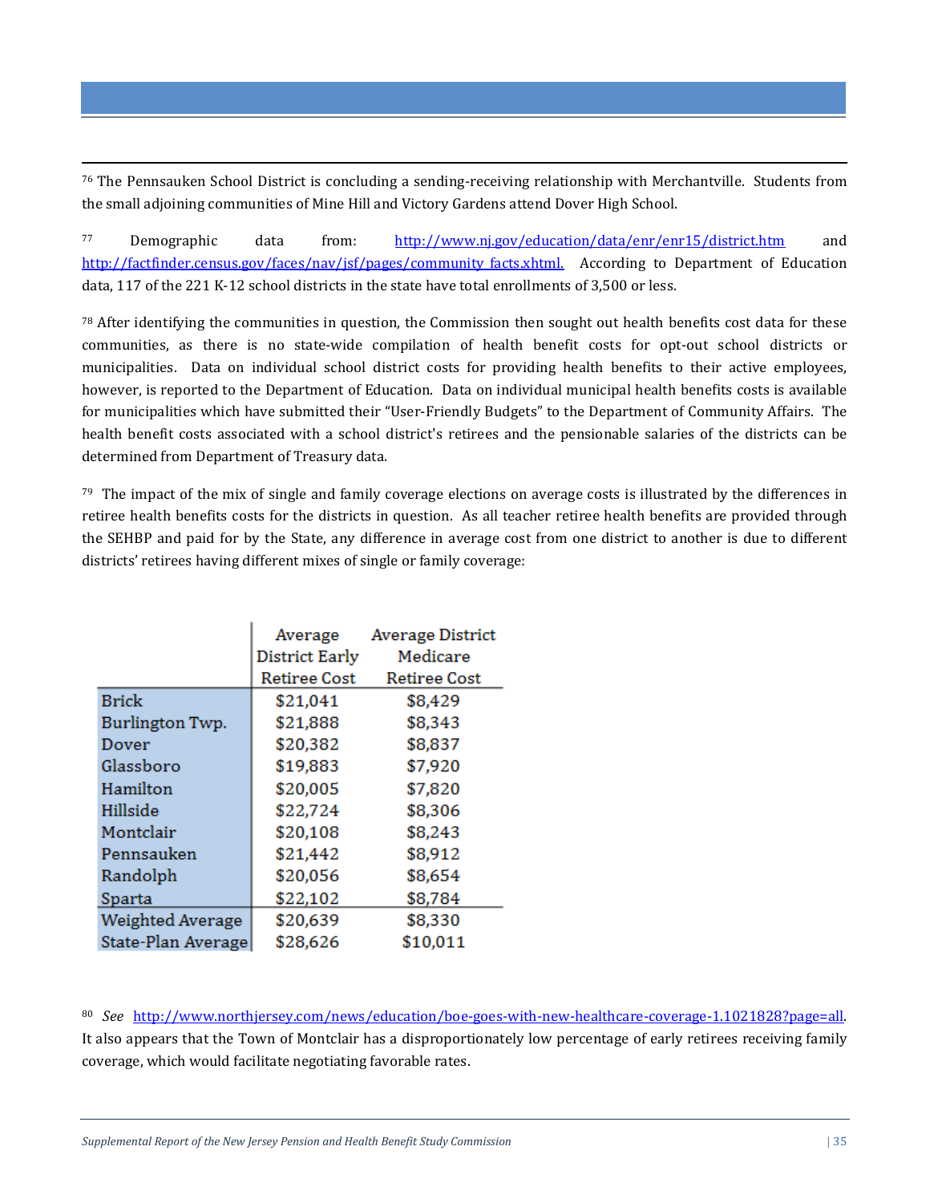[76] The Pennsauken School District is concluding a sending-receiving relationship with Merchantville. Students from the small adjoining communities of Mine Hill and Victory Gardens attend Dover High School.

[77] Demographic data from: http://www.nj.gov/education/data/enr/enr15/district.htm and http://factfinder.census.gov/faces/nav/jsf/pages/community_facts.xhtml. According to Department of Education data, 117 of the 221 K-12 school districts in the state have total enrollments of 3,500 or less.

[78] After identifying the communities in question, the Commission then sought out health benefits cost data for these communities, as there is no state-wide compilation of health benefit costs for opt-out school districts or municipalities. Data on individual school district costs for providing health benefits to their active employees, however, is reported to the Department of Education. Data on individual municipal health benefits costs is available for municipalities which have submitted their "User-Friendly Budgets" to the Department of Community Affairs. The health benefit costs associated with a school district's retirees and the pensionable salaries of the districts can be determined from Department of Treasury data.

[79] The impact of the mix of single and family coverage elections on average costs is illustrated by the differences in retiree health benefits costs for the districts in question. As all teacher retiree health benefits are provided through the SEHBP and paid for by the State, any difference in average cost from one district to another is due to different districts' retirees having different mixes of single or family coverage:

| | Average District Early Retiree Cost | Average District Medicare Retiree Cost |
|---|---|---|
| Brick | $21,041 | $8,429 |
| Burlington Twp. | $21,888 | $8,343 |
| Dover | $20,382 | $8,837 |
| Glassboro | $19,883 | $7,920 |
| Hamilton | $20,005 | $7,820 |
| Hillside | $22,724 | $8,306 |
| Montclair | $20,108 | $8,243 |
| Pennsauken | $21,442 | $8,912 |
| Randolph | $20,056 | $8,654 |
| Sparta | $22,102 | $8,784 |
| Weighted Average | $20,639 | $8,330 |
| State-Plan Average | $28,626 | $10,011 |

[80] *See* http://www.northjersey.com/news/education/boe-goes-with-new-healthcare-coverage-1.1021828?page=all. It also appears that the Town of Montclair has a disproportionately low percentage of early retirees receiving family coverage, which would facilitate negotiating favorable rates.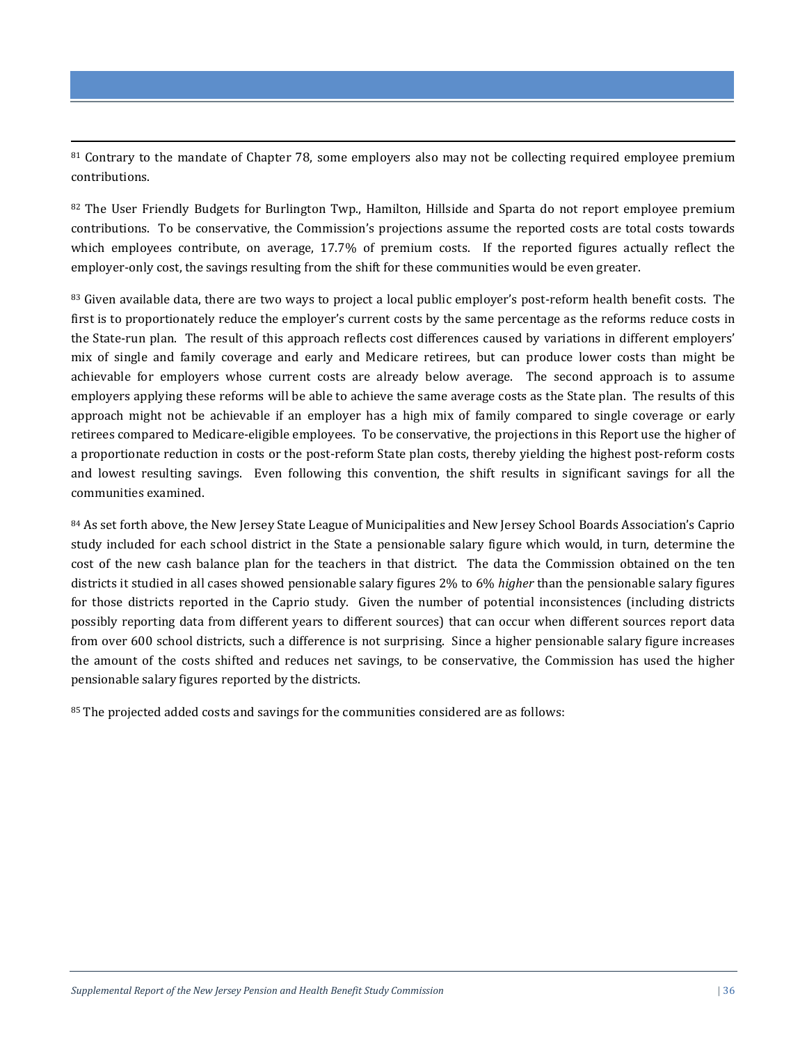[81] Contrary to the mandate of Chapter 78, some employers also may not be collecting required employee premium contributions.

[82] The User Friendly Budgets for Burlington Twp., Hamilton, Hillside and Sparta do not report employee premium contributions. To be conservative, the Commission's projections assume the reported costs are total costs towards which employees contribute, on average, 17.7% of premium costs. If the reported figures actually reflect the employer-only cost, the savings resulting from the shift for these communities would be even greater.

[83] Given available data, there are two ways to project a local public employer's post-reform health benefit costs. The first is to proportionately reduce the employer's current costs by the same percentage as the reforms reduce costs in the State-run plan. The result of this approach reflects cost differences caused by variations in different employers' mix of single and family coverage and early and Medicare retirees, but can produce lower costs than might be achievable for employers whose current costs are already below average. The second approach is to assume employers applying these reforms will be able to achieve the same average costs as the State plan. The results of this approach might not be achievable if an employer has a high mix of family compared to single coverage or early retirees compared to Medicare-eligible employees. To be conservative, the projections in this Report use the higher of a proportionate reduction in costs or the post-reform State plan costs, thereby yielding the highest post-reform costs and lowest resulting savings. Even following this convention, the shift results in significant savings for all the communities examined.

[84] As set forth above, the New Jersey State League of Municipalities and New Jersey School Boards Association's Caprio study included for each school district in the State a pensionable salary figure which would, in turn, determine the cost of the new cash balance plan for the teachers in that district. The data the Commission obtained on the ten districts it studied in all cases showed pensionable salary figures 2% to 6% *higher* than the pensionable salary figures for those districts reported in the Caprio study. Given the number of potential inconsistences (including districts possibly reporting data from different years to different sources) that can occur when different sources report data from over 600 school districts, such a difference is not surprising. Since a higher pensionable salary figure increases the amount of the costs shifted and reduces net savings, to be conservative, the Commission has used the higher pensionable salary figures reported by the districts.

[85] The projected added costs and savings for the communities considered are as follows: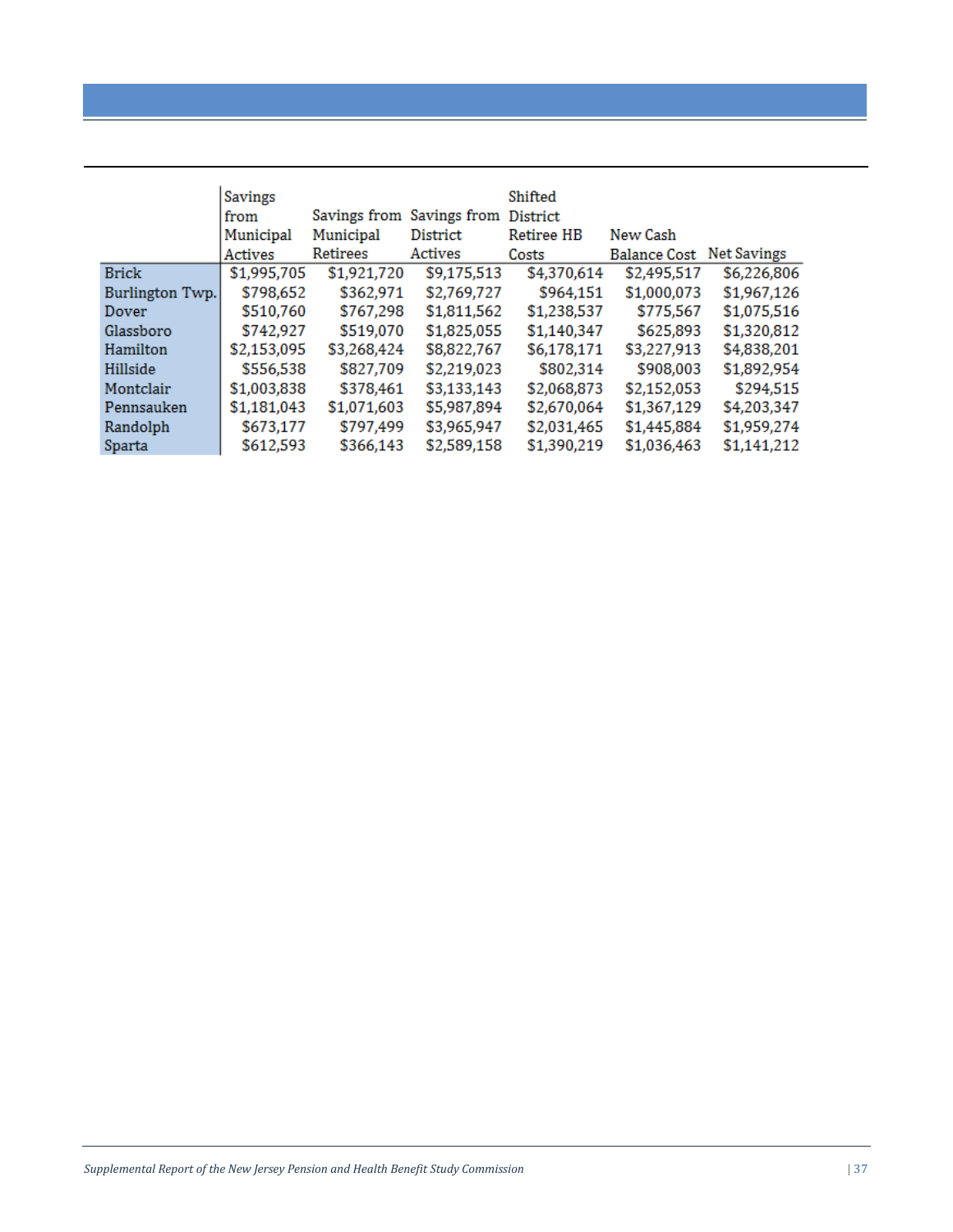| | Savings from Municipal Actives | Savings from Municipal Retirees | Savings from District Actives | Shifted District Retiree HB Costs | New Cash Balance Cost | Net Savings |
|---|---|---|---|---|---|---|
| Brick | $1,995,705 | $1,921,720 | $9,175,513 | $4,370,614 | $2,495,517 | $6,226,806 |
| Burlington Twp. | $798,652 | $362,971 | $2,769,727 | $964,151 | $1,000,073 | $1,967,126 |
| Dover | $510,760 | $767,298 | $1,811,562 | $1,238,537 | $775,567 | $1,075,516 |
| Glassboro | $742,927 | $519,070 | $1,825,055 | $1,140,347 | $625,893 | $1,320,812 |
| Hamilton | $2,153,095 | $3,268,424 | $8,822,767 | $6,178,171 | $3,227,913 | $4,838,201 |
| Hillside | $556,538 | $827,709 | $2,219,023 | $802,314 | $908,003 | $1,892,954 |
| Montclair | $1,003,838 | $378,461 | $3,133,143 | $2,068,873 | $2,152,053 | $294,515 |
| Pennsauken | $1,181,043 | $1,071,603 | $5,987,894 | $2,670,064 | $1,367,129 | $4,203,347 |
| Randolph | $673,177 | $797,499 | $3,965,947 | $2,031,465 | $1,445,884 | $1,959,274 |
| Sparta | $612,593 | $366,143 | $2,589,158 | $1,390,219 | $1,036,463 | $1,141,212 |